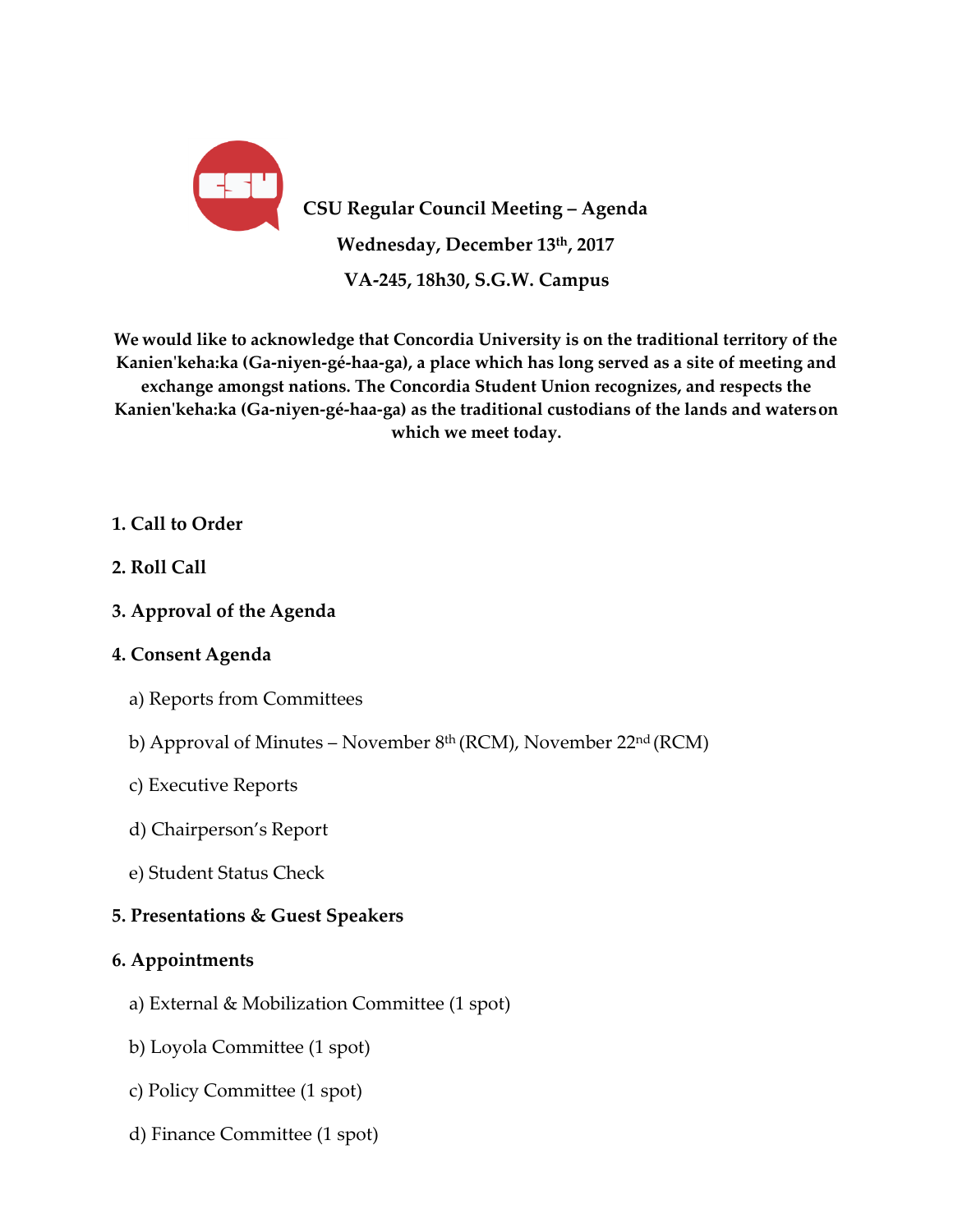# CSU Regular Council Meeting – Agenda

**Wednesday, December 13th, 2017**

**VA-245, 18h30, S.G.W. Campus**

**We would like to acknowledge that Concordia University is on the traditional territory of the Kanien'keha:ka (Ga-niyen-gé-haa-ga), a place which has long served as a site of meeting and exchange amongst nations. The Concordia Student Union recognizes, and respects the Kanien'keha:ka (Ga-niyen-gé-haa-ga) as the traditional custodians of the lands and waters on which we meet today.**

**1. Call to Order**

**2. Roll Call**

**3. Approval of the Agenda**

**4. Consent Agenda**

a) Reports from Committees

b) Approval of Minutes – November 8th (RCM), November 22nd (RCM)

c) Executive Reports

d) Chairperson's Report

e) Student Status Check

**5. Presentations & Guest Speakers**

**6. Appointments**

a) External & Mobilization Committee (1 spot)

b) Loyola Committee (1 spot)

c) Policy Committee (1 spot)

d) Finance Committee (1 spot)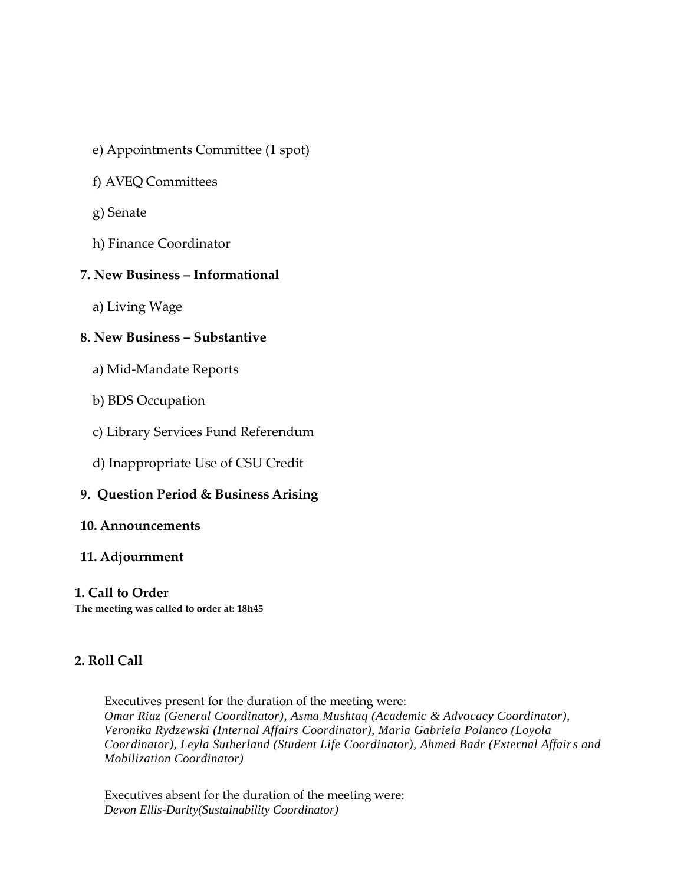e) Appointments Committee (1 spot)

f) AVEQ Committees

g) Senate

h) Finance Coordinator

**7. New Business – Informational**

a) Living Wage

**8. New Business – Substantive**

a) Mid-Mandate Reports

b) BDS Occupation

c) Library Services Fund Referendum

d) Inappropriate Use of CSU Credit

**9. Question Period & Business Arising**

**10. Announcements**

**11. Adjournment**

## 1. Call to Order

**The meeting was called to order at: 18h45**

## 2. Roll Call

Executives present for the duration of the meeting were:
*Omar Riaz (General Coordinator), Asma Mushtaq (Academic & Advocacy Coordinator), Veronika Rydzewski (Internal Affairs Coordinator), Maria Gabriela Polanco (Loyola Coordinator), Leyla Sutherland (Student Life Coordinator), Ahmed Badr (External Affairs and Mobilization Coordinator)*

Executives absent for the duration of the meeting were:
*Devon Ellis-Darity(Sustainability Coordinator)*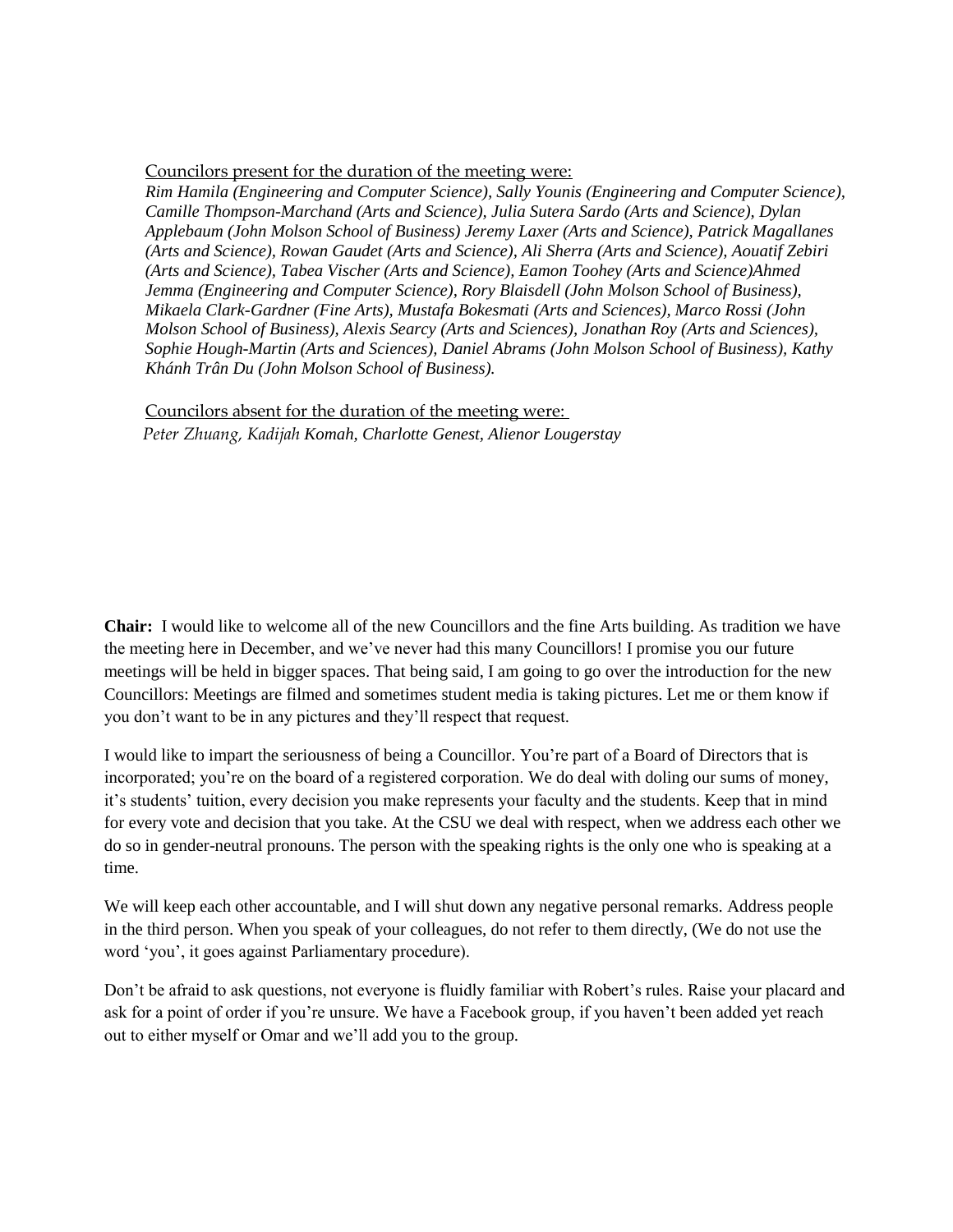Councilors present for the duration of the meeting were:

*Rim Hamila (Engineering and Computer Science), Sally Younis (Engineering and Computer Science), Camille Thompson-Marchand (Arts and Science), Julia Sutera Sardo (Arts and Science), Dylan Applebaum (John Molson School of Business) Jeremy Laxer (Arts and Science), Patrick Magallanes (Arts and Science), Rowan Gaudet (Arts and Science), Ali Sherra (Arts and Science), Aouatif Zebiri (Arts and Science), Tabea Vischer (Arts and Science), Eamon Toohey (Arts and Science)Ahmed Jemma (Engineering and Computer Science), Rory Blaisdell (John Molson School of Business), Mikaela Clark-Gardner (Fine Arts), Mustafa Bokesmati (Arts and Sciences), Marco Rossi (John Molson School of Business), Alexis Searcy (Arts and Sciences), Jonathan Roy (Arts and Sciences), Sophie Hough-Martin (Arts and Sciences), Daniel Abrams (John Molson School of Business), Kathy Khánh Trân Du (John Molson School of Business).*

Councilors absent for the duration of the meeting were:

*Peter Zhuang, Kadijah Komah, Charlotte Genest, Alienor Lougerstay*

**Chair:** I would like to welcome all of the new Councillors and the fine Arts building. As tradition we have the meeting here in December, and we've never had this many Councillors! I promise you our future meetings will be held in bigger spaces. That being said, I am going to go over the introduction for the new Councillors: Meetings are filmed and sometimes student media is taking pictures. Let me or them know if you don't want to be in any pictures and they'll respect that request.

I would like to impart the seriousness of being a Councillor. You're part of a Board of Directors that is incorporated; you're on the board of a registered corporation. We do deal with doling our sums of money, it's students' tuition, every decision you make represents your faculty and the students. Keep that in mind for every vote and decision that you take. At the CSU we deal with respect, when we address each other we do so in gender-neutral pronouns. The person with the speaking rights is the only one who is speaking at a time.

We will keep each other accountable, and I will shut down any negative personal remarks. Address people in the third person. When you speak of your colleagues, do not refer to them directly, (We do not use the word 'you', it goes against Parliamentary procedure).

Don't be afraid to ask questions, not everyone is fluidly familiar with Robert's rules. Raise your placard and ask for a point of order if you're unsure. We have a Facebook group, if you haven't been added yet reach out to either myself or Omar and we'll add you to the group.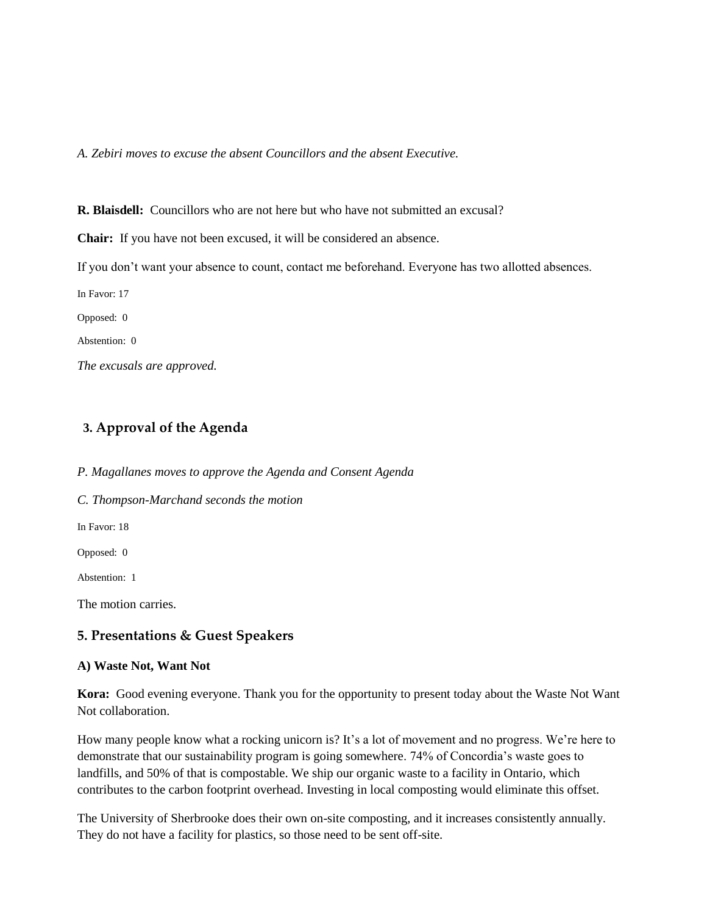*A. Zebiri moves to excuse the absent Councillors and the absent Executive.*

**R. Blaisdell:** Councillors who are not here but who have not submitted an excusal?

**Chair:** If you have not been excused, it will be considered an absence.

If you don't want your absence to count, contact me beforehand. Everyone has two allotted absences.

In Favor: 17

Opposed: 0

Abstention: 0

*The excusals are approved.*

## 3. Approval of the Agenda

*P. Magallanes moves to approve the Agenda and Consent Agenda*

*C. Thompson-Marchand seconds the motion*

In Favor: 18

Opposed: 0

Abstention: 1

The motion carries.

## 5. Presentations & Guest Speakers

**A) Waste Not, Want Not**

**Kora:** Good evening everyone. Thank you for the opportunity to present today about the Waste Not Want Not collaboration.

How many people know what a rocking unicorn is? It's a lot of movement and no progress. We're here to demonstrate that our sustainability program is going somewhere. 74% of Concordia's waste goes to landfills, and 50% of that is compostable. We ship our organic waste to a facility in Ontario, which contributes to the carbon footprint overhead. Investing in local composting would eliminate this offset.

The University of Sherbrooke does their own on-site composting, and it increases consistently annually. They do not have a facility for plastics, so those need to be sent off-site.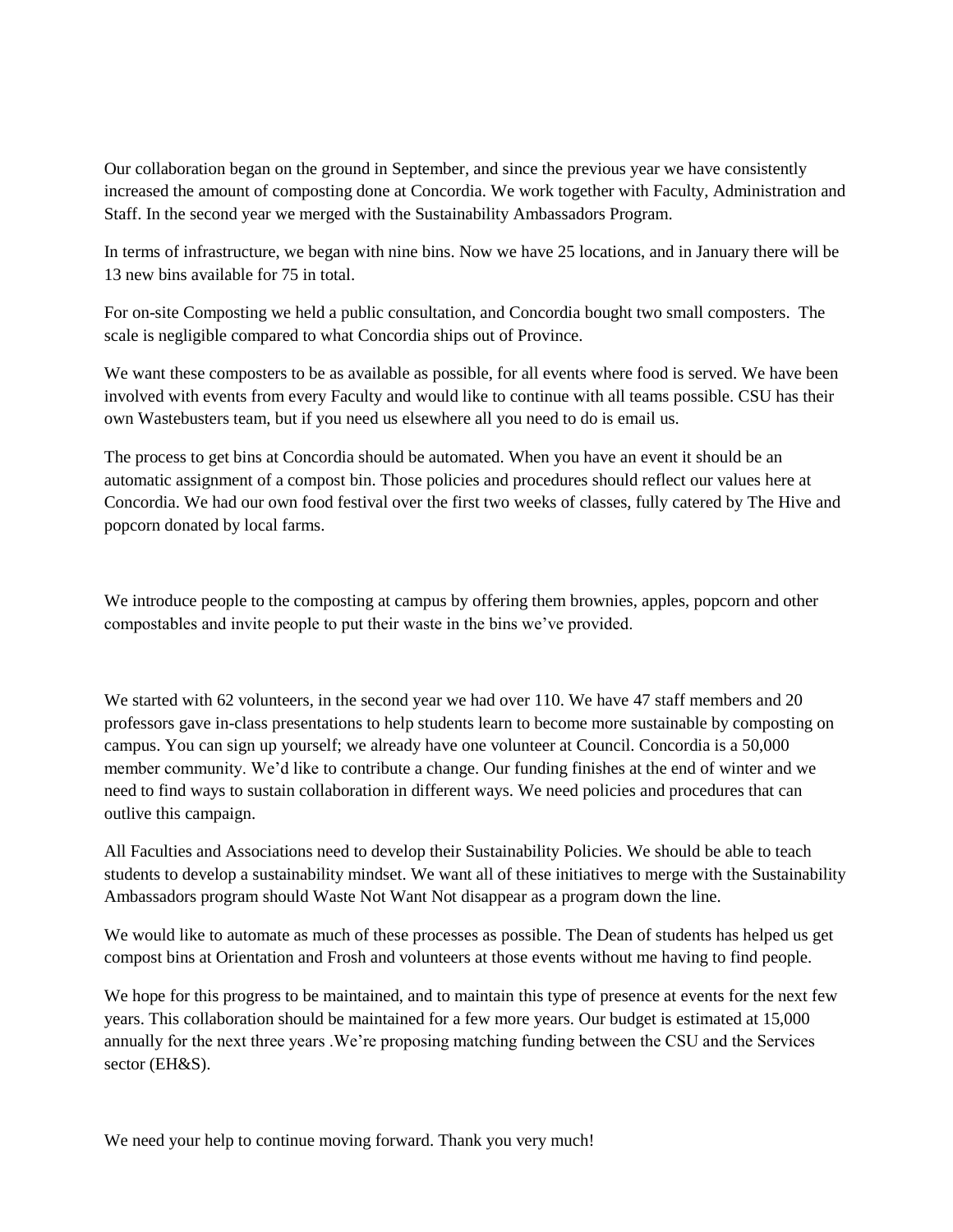Our collaboration began on the ground in September, and since the previous year we have consistently increased the amount of composting done at Concordia. We work together with Faculty, Administration and Staff. In the second year we merged with the Sustainability Ambassadors Program.

In terms of infrastructure, we began with nine bins. Now we have 25 locations, and in January there will be 13 new bins available for 75 in total.

For on-site Composting we held a public consultation, and Concordia bought two small composters. The scale is negligible compared to what Concordia ships out of Province.

We want these composters to be as available as possible, for all events where food is served. We have been involved with events from every Faculty and would like to continue with all teams possible. CSU has their own Wastebusters team, but if you need us elsewhere all you need to do is email us.

The process to get bins at Concordia should be automated. When you have an event it should be an automatic assignment of a compost bin. Those policies and procedures should reflect our values here at Concordia. We had our own food festival over the first two weeks of classes, fully catered by The Hive and popcorn donated by local farms.

We introduce people to the composting at campus by offering them brownies, apples, popcorn and other compostables and invite people to put their waste in the bins we've provided.

We started with 62 volunteers, in the second year we had over 110. We have 47 staff members and 20 professors gave in-class presentations to help students learn to become more sustainable by composting on campus. You can sign up yourself; we already have one volunteer at Council. Concordia is a 50,000 member community. We'd like to contribute a change. Our funding finishes at the end of winter and we need to find ways to sustain collaboration in different ways. We need policies and procedures that can outlive this campaign.

All Faculties and Associations need to develop their Sustainability Policies. We should be able to teach students to develop a sustainability mindset. We want all of these initiatives to merge with the Sustainability Ambassadors program should Waste Not Want Not disappear as a program down the line.

We would like to automate as much of these processes as possible. The Dean of students has helped us get compost bins at Orientation and Frosh and volunteers at those events without me having to find people.

We hope for this progress to be maintained, and to maintain this type of presence at events for the next few years. This collaboration should be maintained for a few more years. Our budget is estimated at 15,000 annually for the next three years .We're proposing matching funding between the CSU and the Services sector (EH&S).

We need your help to continue moving forward. Thank you very much!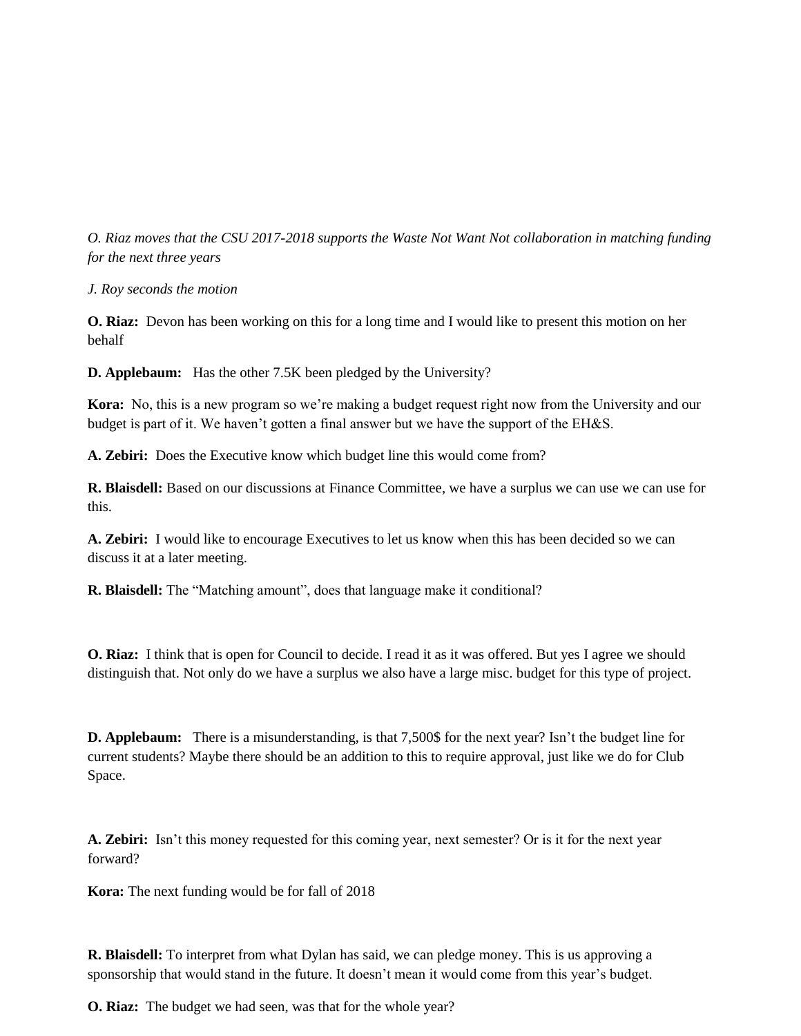*O. Riaz moves that the CSU 2017-2018 supports the Waste Not Want Not collaboration in matching funding for the next three years*

*J. Roy seconds the motion*

**O. Riaz:** Devon has been working on this for a long time and I would like to present this motion on her behalf

**D. Applebaum:** Has the other 7.5K been pledged by the University?

**Kora:** No, this is a new program so we're making a budget request right now from the University and our budget is part of it. We haven't gotten a final answer but we have the support of the EH&S.

**A. Zebiri:** Does the Executive know which budget line this would come from?

**R. Blaisdell:** Based on our discussions at Finance Committee, we have a surplus we can use we can use for this.

**A. Zebiri:** I would like to encourage Executives to let us know when this has been decided so we can discuss it at a later meeting.

**R. Blaisdell:** The "Matching amount", does that language make it conditional?

**O. Riaz:** I think that is open for Council to decide. I read it as it was offered. But yes I agree we should distinguish that. Not only do we have a surplus we also have a large misc. budget for this type of project.

**D. Applebaum:** There is a misunderstanding, is that 7,500$ for the next year? Isn't the budget line for current students? Maybe there should be an addition to this to require approval, just like we do for Club Space.

**A. Zebiri:** Isn't this money requested for this coming year, next semester? Or is it for the next year forward?

**Kora:** The next funding would be for fall of 2018

**R. Blaisdell:** To interpret from what Dylan has said, we can pledge money. This is us approving a sponsorship that would stand in the future. It doesn't mean it would come from this year's budget.

**O. Riaz:** The budget we had seen, was that for the whole year?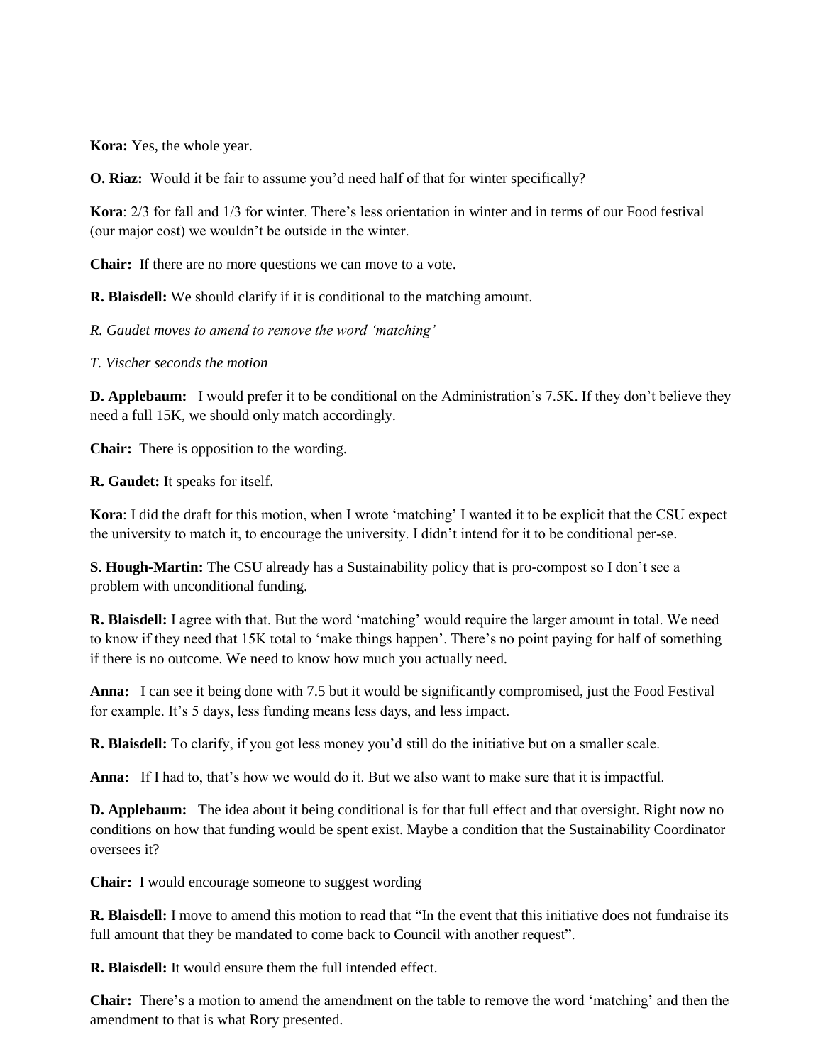**Kora:** Yes, the whole year.

**O. Riaz:** Would it be fair to assume you'd need half of that for winter specifically?

**Kora**: 2/3 for fall and 1/3 for winter. There's less orientation in winter and in terms of our Food festival (our major cost) we wouldn't be outside in the winter.

**Chair:** If there are no more questions we can move to a vote.

**R. Blaisdell:** We should clarify if it is conditional to the matching amount.

*R. Gaudet moves to amend to remove the word 'matching'*

*T. Vischer seconds the motion*

**D. Applebaum:** I would prefer it to be conditional on the Administration's 7.5K. If they don't believe they need a full 15K, we should only match accordingly.

**Chair:** There is opposition to the wording.

**R. Gaudet:** It speaks for itself.

**Kora**: I did the draft for this motion, when I wrote 'matching' I wanted it to be explicit that the CSU expect the university to match it, to encourage the university. I didn't intend for it to be conditional per-se.

**S. Hough-Martin:** The CSU already has a Sustainability policy that is pro-compost so I don't see a problem with unconditional funding.

**R. Blaisdell:** I agree with that. But the word 'matching' would require the larger amount in total. We need to know if they need that 15K total to 'make things happen'. There's no point paying for half of something if there is no outcome. We need to know how much you actually need.

**Anna:** I can see it being done with 7.5 but it would be significantly compromised, just the Food Festival for example. It's 5 days, less funding means less days, and less impact.

**R. Blaisdell:** To clarify, if you got less money you'd still do the initiative but on a smaller scale.

**Anna:** If I had to, that's how we would do it. But we also want to make sure that it is impactful.

**D. Applebaum:** The idea about it being conditional is for that full effect and that oversight. Right now no conditions on how that funding would be spent exist. Maybe a condition that the Sustainability Coordinator oversees it?

**Chair:** I would encourage someone to suggest wording

**R. Blaisdell:** I move to amend this motion to read that "In the event that this initiative does not fundraise its full amount that they be mandated to come back to Council with another request".

**R. Blaisdell:** It would ensure them the full intended effect.

**Chair:** There's a motion to amend the amendment on the table to remove the word 'matching' and then the amendment to that is what Rory presented.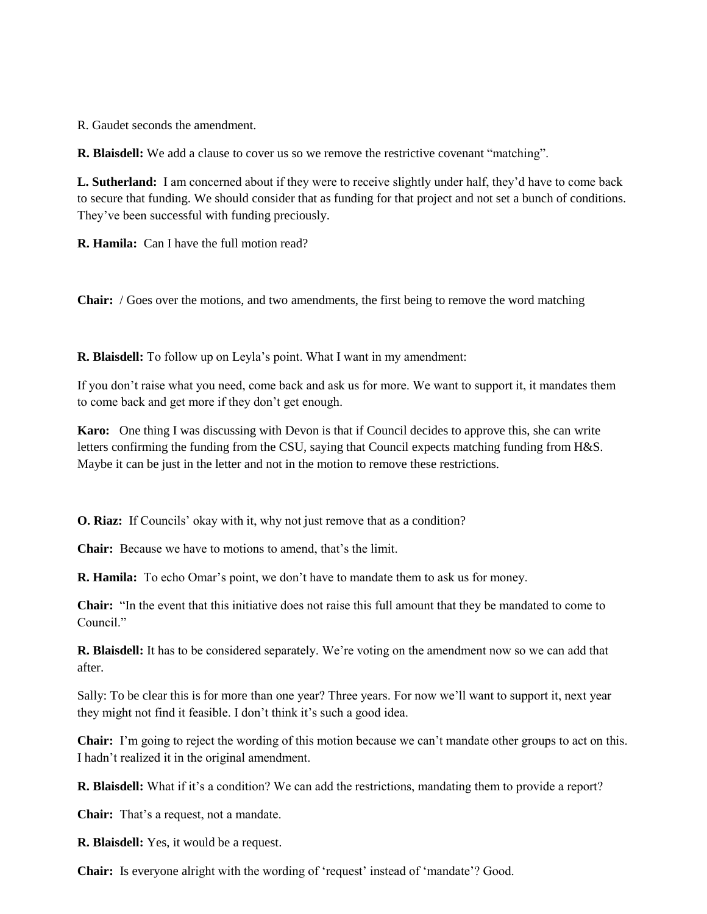R. Gaudet seconds the amendment.

**R. Blaisdell:** We add a clause to cover us so we remove the restrictive covenant "matching".

**L. Sutherland:** I am concerned about if they were to receive slightly under half, they'd have to come back to secure that funding. We should consider that as funding for that project and not set a bunch of conditions. They've been successful with funding preciously.

**R. Hamila:** Can I have the full motion read?

**Chair:** / Goes over the motions, and two amendments, the first being to remove the word matching

**R. Blaisdell:** To follow up on Leyla's point. What I want in my amendment:

If you don't raise what you need, come back and ask us for more. We want to support it, it mandates them to come back and get more if they don't get enough.

**Karo:** One thing I was discussing with Devon is that if Council decides to approve this, she can write letters confirming the funding from the CSU, saying that Council expects matching funding from H&S. Maybe it can be just in the letter and not in the motion to remove these restrictions.

**O. Riaz:** If Councils' okay with it, why not just remove that as a condition?

**Chair:** Because we have to motions to amend, that's the limit.

**R. Hamila:** To echo Omar's point, we don't have to mandate them to ask us for money.

**Chair:** "In the event that this initiative does not raise this full amount that they be mandated to come to Council."

**R. Blaisdell:** It has to be considered separately. We're voting on the amendment now so we can add that after.

Sally: To be clear this is for more than one year? Three years. For now we'll want to support it, next year they might not find it feasible. I don't think it's such a good idea.

**Chair:** I'm going to reject the wording of this motion because we can't mandate other groups to act on this. I hadn't realized it in the original amendment.

**R. Blaisdell:** What if it's a condition? We can add the restrictions, mandating them to provide a report?

**Chair:** That's a request, not a mandate.

**R. Blaisdell:** Yes, it would be a request.

**Chair:** Is everyone alright with the wording of 'request' instead of 'mandate'? Good.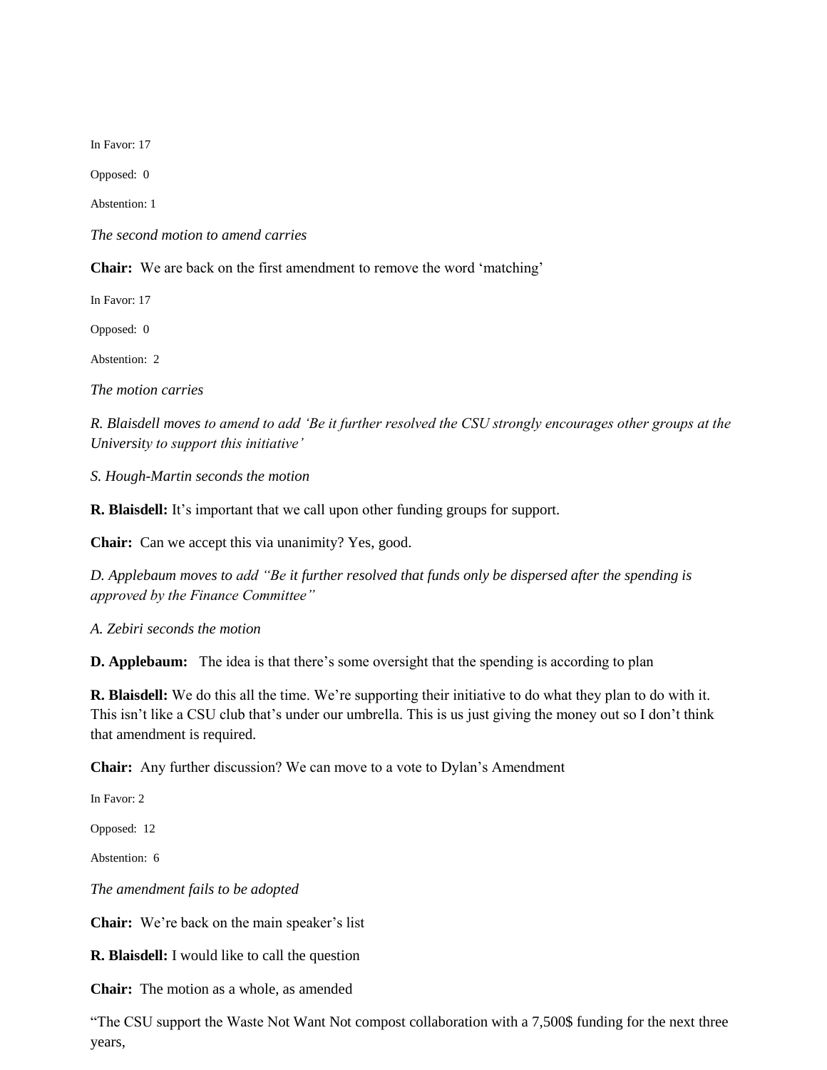In Favor: 17

Opposed: 0

Abstention: 1

*The second motion to amend carries*

**Chair:** We are back on the first amendment to remove the word 'matching'

In Favor: 17

Opposed: 0

Abstention: 2

*The motion carries*

*R. Blaisdell moves to amend to add 'Be it further resolved the CSU strongly encourages other groups at the University to support this initiative'*

*S. Hough-Martin seconds the motion*

**R. Blaisdell:** It's important that we call upon other funding groups for support.

**Chair:** Can we accept this via unanimity? Yes, good.

*D. Applebaum moves to add "Be it further resolved that funds only be dispersed after the spending is approved by the Finance Committee"*

*A. Zebiri seconds the motion*

**D. Applebaum:** The idea is that there's some oversight that the spending is according to plan

**R. Blaisdell:** We do this all the time. We're supporting their initiative to do what they plan to do with it. This isn't like a CSU club that's under our umbrella. This is us just giving the money out so I don't think that amendment is required.

**Chair:** Any further discussion? We can move to a vote to Dylan's Amendment

In Favor: 2

Opposed: 12

Abstention: 6

*The amendment fails to be adopted*

**Chair:** We're back on the main speaker's list

**R. Blaisdell:** I would like to call the question

**Chair:** The motion as a whole, as amended

"The CSU support the Waste Not Want Not compost collaboration with a 7,500$ funding for the next three years,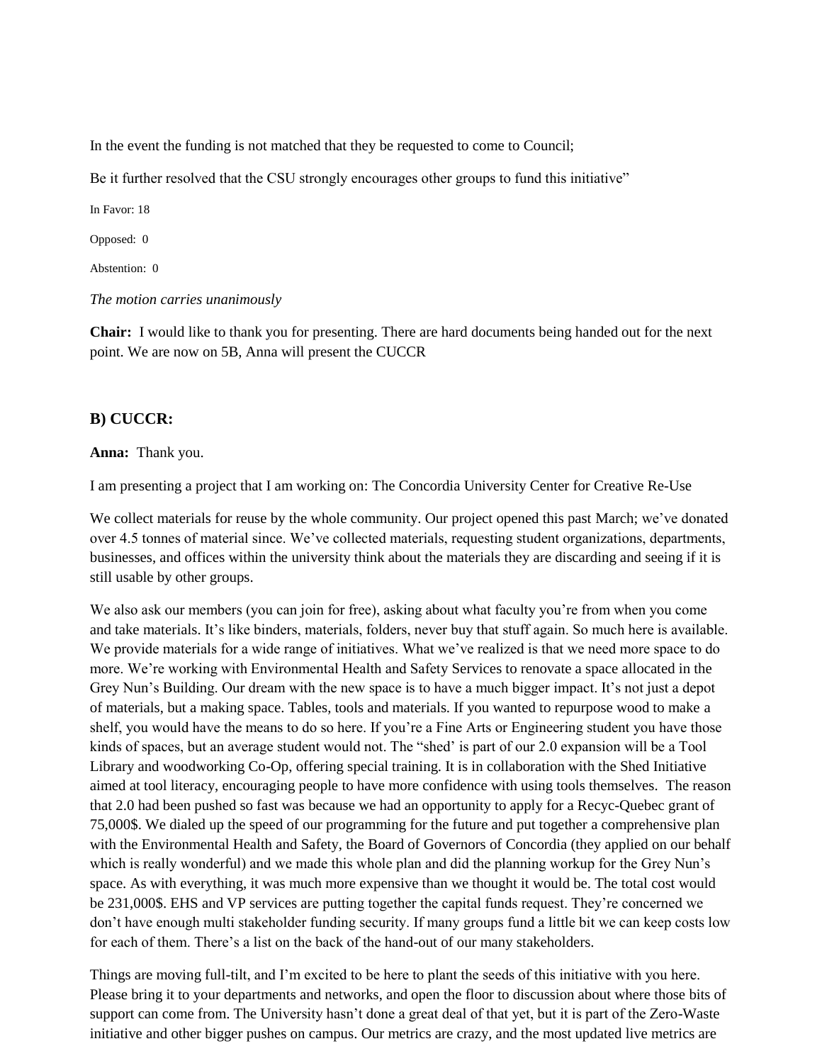In the event the funding is not matched that they be requested to come to Council;

Be it further resolved that the CSU strongly encourages other groups to fund this initiative"

In Favor: 18

Opposed: 0

Abstention: 0

*The motion carries unanimously*

**Chair:** I would like to thank you for presenting. There are hard documents being handed out for the next point. We are now on 5B, Anna will present the CUCCR

### B) CUCCR:

**Anna:** Thank you.

I am presenting a project that I am working on: The Concordia University Center for Creative Re-Use

We collect materials for reuse by the whole community. Our project opened this past March; we've donated over 4.5 tonnes of material since. We've collected materials, requesting student organizations, departments, businesses, and offices within the university think about the materials they are discarding and seeing if it is still usable by other groups.

We also ask our members (you can join for free), asking about what faculty you're from when you come and take materials. It's like binders, materials, folders, never buy that stuff again. So much here is available. We provide materials for a wide range of initiatives. What we've realized is that we need more space to do more. We're working with Environmental Health and Safety Services to renovate a space allocated in the Grey Nun's Building. Our dream with the new space is to have a much bigger impact. It's not just a depot of materials, but a making space. Tables, tools and materials. If you wanted to repurpose wood to make a shelf, you would have the means to do so here. If you're a Fine Arts or Engineering student you have those kinds of spaces, but an average student would not. The "shed' is part of our 2.0 expansion will be a Tool Library and woodworking Co-Op, offering special training. It is in collaboration with the Shed Initiative aimed at tool literacy, encouraging people to have more confidence with using tools themselves. The reason that 2.0 had been pushed so fast was because we had an opportunity to apply for a Recyc-Quebec grant of 75,000$. We dialed up the speed of our programming for the future and put together a comprehensive plan with the Environmental Health and Safety, the Board of Governors of Concordia (they applied on our behalf which is really wonderful) and we made this whole plan and did the planning workup for the Grey Nun's space. As with everything, it was much more expensive than we thought it would be. The total cost would be 231,000$. EHS and VP services are putting together the capital funds request. They're concerned we don't have enough multi stakeholder funding security. If many groups fund a little bit we can keep costs low for each of them. There's a list on the back of the hand-out of our many stakeholders.

Things are moving full-tilt, and I'm excited to be here to plant the seeds of this initiative with you here. Please bring it to your departments and networks, and open the floor to discussion about where those bits of support can come from. The University hasn't done a great deal of that yet, but it is part of the Zero-Waste initiative and other bigger pushes on campus. Our metrics are crazy, and the most updated live metrics are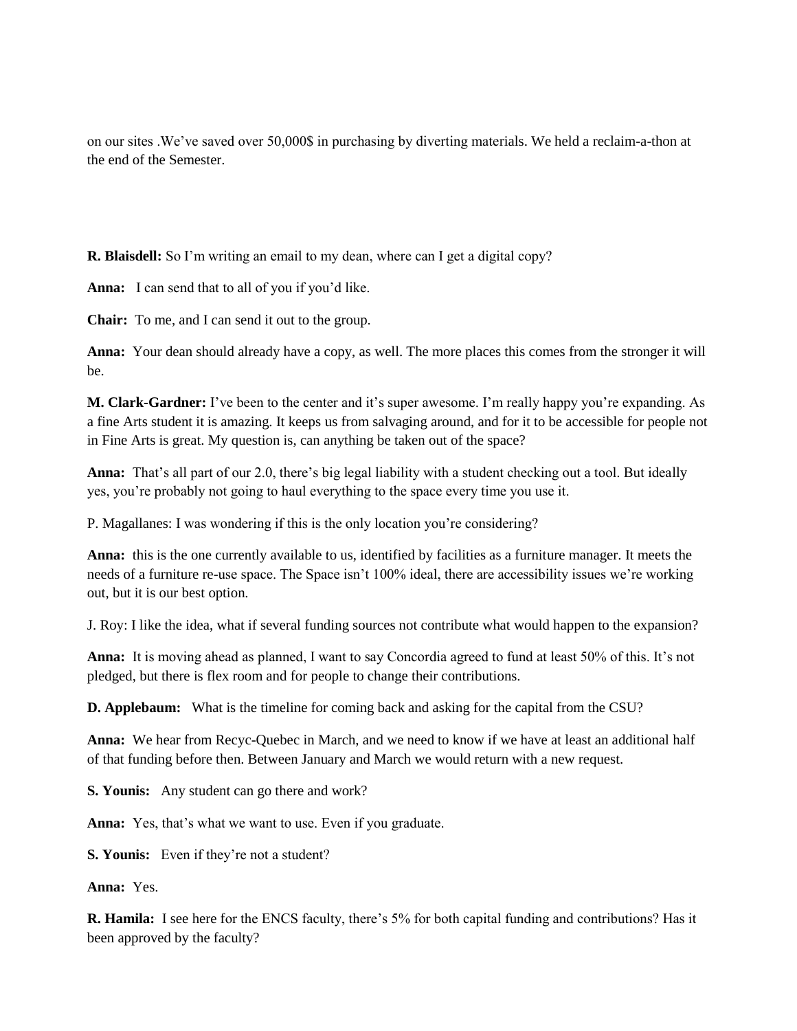on our sites .We've saved over 50,000$ in purchasing by diverting materials. We held a reclaim-a-thon at the end of the Semester.

**R. Blaisdell:** So I'm writing an email to my dean, where can I get a digital copy?

**Anna:** I can send that to all of you if you'd like.

**Chair:** To me, and I can send it out to the group.

**Anna:** Your dean should already have a copy, as well. The more places this comes from the stronger it will be.

**M. Clark-Gardner:** I've been to the center and it's super awesome. I'm really happy you're expanding. As a fine Arts student it is amazing. It keeps us from salvaging around, and for it to be accessible for people not in Fine Arts is great. My question is, can anything be taken out of the space?

**Anna:** That's all part of our 2.0, there's big legal liability with a student checking out a tool. But ideally yes, you're probably not going to haul everything to the space every time you use it.

P. Magallanes: I was wondering if this is the only location you're considering?

**Anna:** this is the one currently available to us, identified by facilities as a furniture manager. It meets the needs of a furniture re-use space. The Space isn't 100% ideal, there are accessibility issues we're working out, but it is our best option.

J. Roy: I like the idea, what if several funding sources not contribute what would happen to the expansion?

**Anna:** It is moving ahead as planned, I want to say Concordia agreed to fund at least 50% of this. It's not pledged, but there is flex room and for people to change their contributions.

**D. Applebaum:** What is the timeline for coming back and asking for the capital from the CSU?

**Anna:** We hear from Recyc-Quebec in March, and we need to know if we have at least an additional half of that funding before then. Between January and March we would return with a new request.

**S. Younis:** Any student can go there and work?

**Anna:** Yes, that's what we want to use. Even if you graduate.

**S. Younis:** Even if they're not a student?

**Anna:** Yes.

**R. Hamila:** I see here for the ENCS faculty, there's 5% for both capital funding and contributions? Has it been approved by the faculty?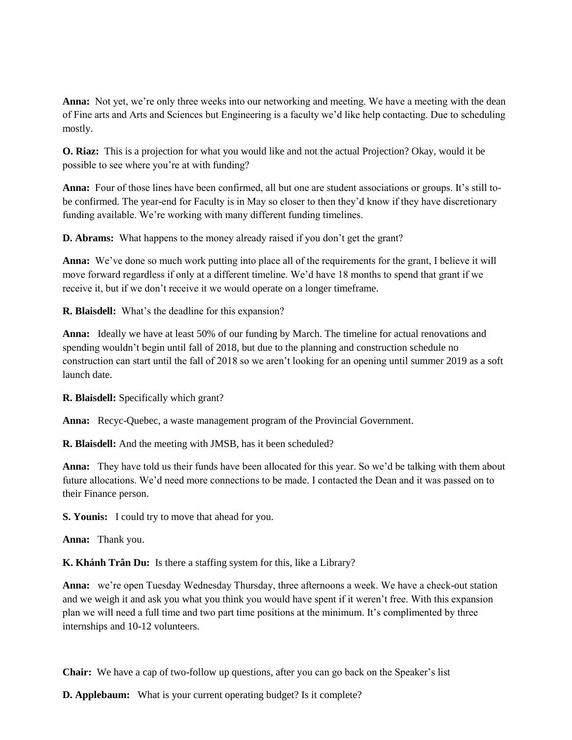**Anna:** Not yet, we're only three weeks into our networking and meeting. We have a meeting with the dean of Fine arts and Arts and Sciences but Engineering is a faculty we'd like help contacting. Due to scheduling mostly.

**O. Riaz:** This is a projection for what you would like and not the actual Projection? Okay, would it be possible to see where you're at with funding?

**Anna:** Four of those lines have been confirmed, all but one are student associations or groups. It's still to-be confirmed. The year-end for Faculty is in May so closer to then they'd know if they have discretionary funding available. We're working with many different funding timelines.

**D. Abrams:** What happens to the money already raised if you don't get the grant?

**Anna:** We've done so much work putting into place all of the requirements for the grant, I believe it will move forward regardless if only at a different timeline. We'd have 18 months to spend that grant if we receive it, but if we don't receive it we would operate on a longer timeframe.

**R. Blaisdell:** What's the deadline for this expansion?

**Anna:** Ideally we have at least 50% of our funding by March. The timeline for actual renovations and spending wouldn't begin until fall of 2018, but due to the planning and construction schedule no construction can start until the fall of 2018 so we aren't looking for an opening until summer 2019 as a soft launch date.

**R. Blaisdell:** Specifically which grant?

**Anna:** Recyc-Quebec, a waste management program of the Provincial Government.

**R. Blaisdell:** And the meeting with JMSB, has it been scheduled?

**Anna:** They have told us their funds have been allocated for this year. So we'd be talking with them about future allocations. We'd need more connections to be made. I contacted the Dean and it was passed on to their Finance person.

**S. Younis:** I could try to move that ahead for you.

**Anna:** Thank you.

**K. Khánh Trân Du:** Is there a staffing system for this, like a Library?

**Anna:** we're open Tuesday Wednesday Thursday, three afternoons a week. We have a check-out station and we weigh it and ask you what you think you would have spent if it weren't free. With this expansion plan we will need a full time and two part time positions at the minimum. It's complimented by three internships and 10-12 volunteers.

**Chair:** We have a cap of two-follow up questions, after you can go back on the Speaker's list

**D. Applebaum:** What is your current operating budget? Is it complete?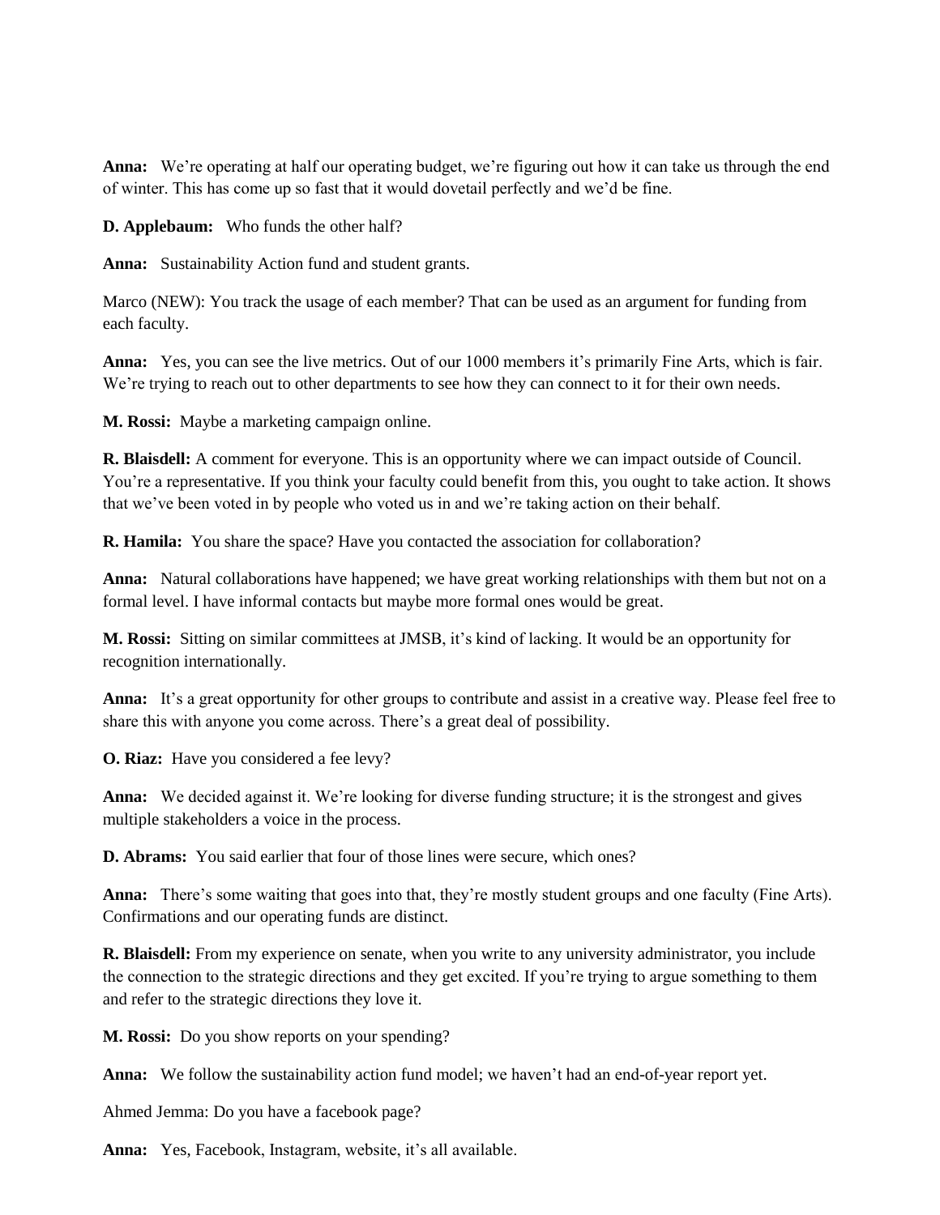**Anna:** We're operating at half our operating budget, we're figuring out how it can take us through the end of winter. This has come up so fast that it would dovetail perfectly and we'd be fine.

**D. Applebaum:** Who funds the other half?

**Anna:** Sustainability Action fund and student grants.

Marco (NEW): You track the usage of each member? That can be used as an argument for funding from each faculty.

**Anna:** Yes, you can see the live metrics. Out of our 1000 members it's primarily Fine Arts, which is fair. We're trying to reach out to other departments to see how they can connect to it for their own needs.

**M. Rossi:** Maybe a marketing campaign online.

**R. Blaisdell:** A comment for everyone. This is an opportunity where we can impact outside of Council. You're a representative. If you think your faculty could benefit from this, you ought to take action. It shows that we've been voted in by people who voted us in and we're taking action on their behalf.

**R. Hamila:** You share the space? Have you contacted the association for collaboration?

**Anna:** Natural collaborations have happened; we have great working relationships with them but not on a formal level. I have informal contacts but maybe more formal ones would be great.

**M. Rossi:** Sitting on similar committees at JMSB, it's kind of lacking. It would be an opportunity for recognition internationally.

**Anna:** It's a great opportunity for other groups to contribute and assist in a creative way. Please feel free to share this with anyone you come across. There's a great deal of possibility.

**O. Riaz:** Have you considered a fee levy?

**Anna:** We decided against it. We're looking for diverse funding structure; it is the strongest and gives multiple stakeholders a voice in the process.

**D. Abrams:** You said earlier that four of those lines were secure, which ones?

**Anna:** There's some waiting that goes into that, they're mostly student groups and one faculty (Fine Arts). Confirmations and our operating funds are distinct.

**R. Blaisdell:** From my experience on senate, when you write to any university administrator, you include the connection to the strategic directions and they get excited. If you're trying to argue something to them and refer to the strategic directions they love it.

**M. Rossi:** Do you show reports on your spending?

**Anna:** We follow the sustainability action fund model; we haven't had an end-of-year report yet.

Ahmed Jemma: Do you have a facebook page?

**Anna:** Yes, Facebook, Instagram, website, it's all available.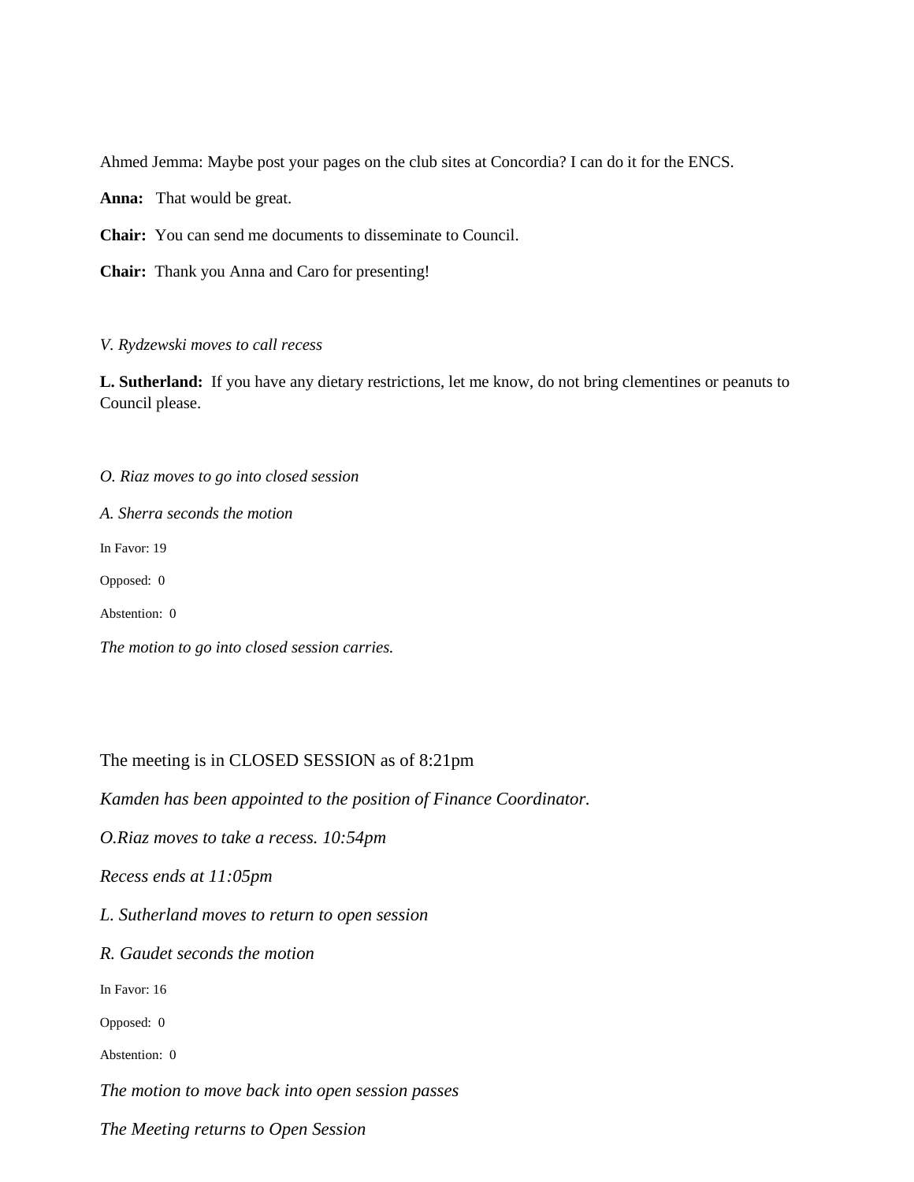Ahmed Jemma: Maybe post your pages on the club sites at Concordia? I can do it for the ENCS.

**Anna:** That would be great.

**Chair:** You can send me documents to disseminate to Council.

**Chair:** Thank you Anna and Caro for presenting!

*V. Rydzewski moves to call recess*

**L. Sutherland:** If you have any dietary restrictions, let me know, do not bring clementines or peanuts to Council please.

*O. Riaz moves to go into closed session*

*A. Sherra seconds the motion*

In Favor: 19

Opposed: 0

Abstention: 0

*The motion to go into closed session carries.*

The meeting is in CLOSED SESSION as of 8:21pm

*Kamden has been appointed to the position of Finance Coordinator.*

*O.Riaz moves to take a recess. 10:54pm*

*Recess ends at 11:05pm*

*L. Sutherland moves to return to open session*

*R. Gaudet seconds the motion*

In Favor: 16

Opposed: 0

Abstention: 0

*The motion to move back into open session passes*

*The Meeting returns to Open Session*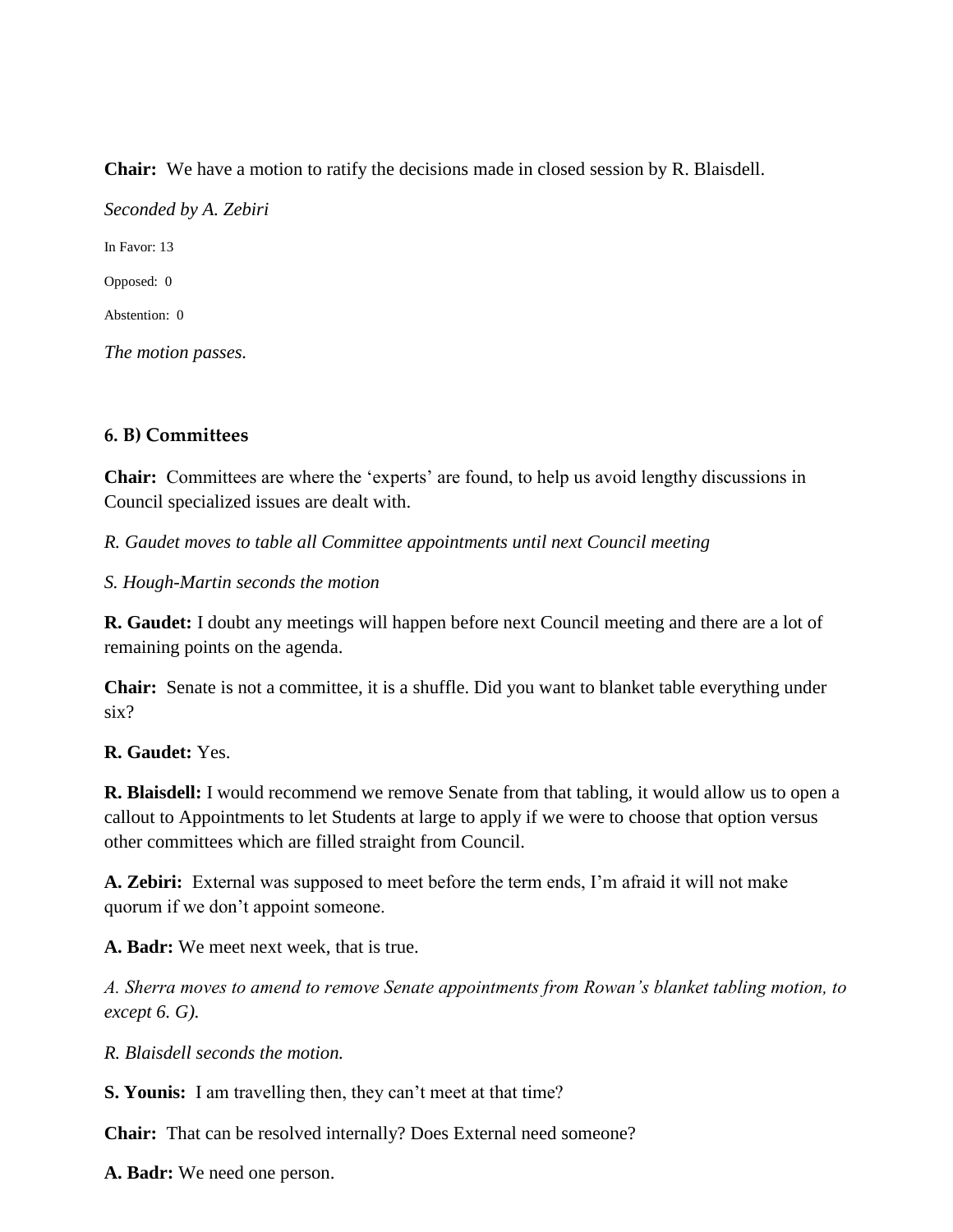**Chair:** We have a motion to ratify the decisions made in closed session by R. Blaisdell.

*Seconded by A. Zebiri*

In Favor: 13

Opposed: 0

Abstention: 0

*The motion passes.*

### 6. B) Committees

**Chair:** Committees are where the 'experts' are found, to help us avoid lengthy discussions in Council specialized issues are dealt with.

*R. Gaudet moves to table all Committee appointments until next Council meeting*

*S. Hough-Martin seconds the motion*

**R. Gaudet:** I doubt any meetings will happen before next Council meeting and there are a lot of remaining points on the agenda.

**Chair:** Senate is not a committee, it is a shuffle. Did you want to blanket table everything under six?

**R. Gaudet:** Yes.

**R. Blaisdell:** I would recommend we remove Senate from that tabling, it would allow us to open a callout to Appointments to let Students at large to apply if we were to choose that option versus other committees which are filled straight from Council.

**A. Zebiri:** External was supposed to meet before the term ends, I'm afraid it will not make quorum if we don't appoint someone.

**A. Badr:** We meet next week, that is true.

*A. Sherra moves to amend to remove Senate appointments from Rowan's blanket tabling motion, to except 6. G).*

*R. Blaisdell seconds the motion.*

**S. Younis:** I am travelling then, they can't meet at that time?

**Chair:** That can be resolved internally? Does External need someone?

**A. Badr:** We need one person.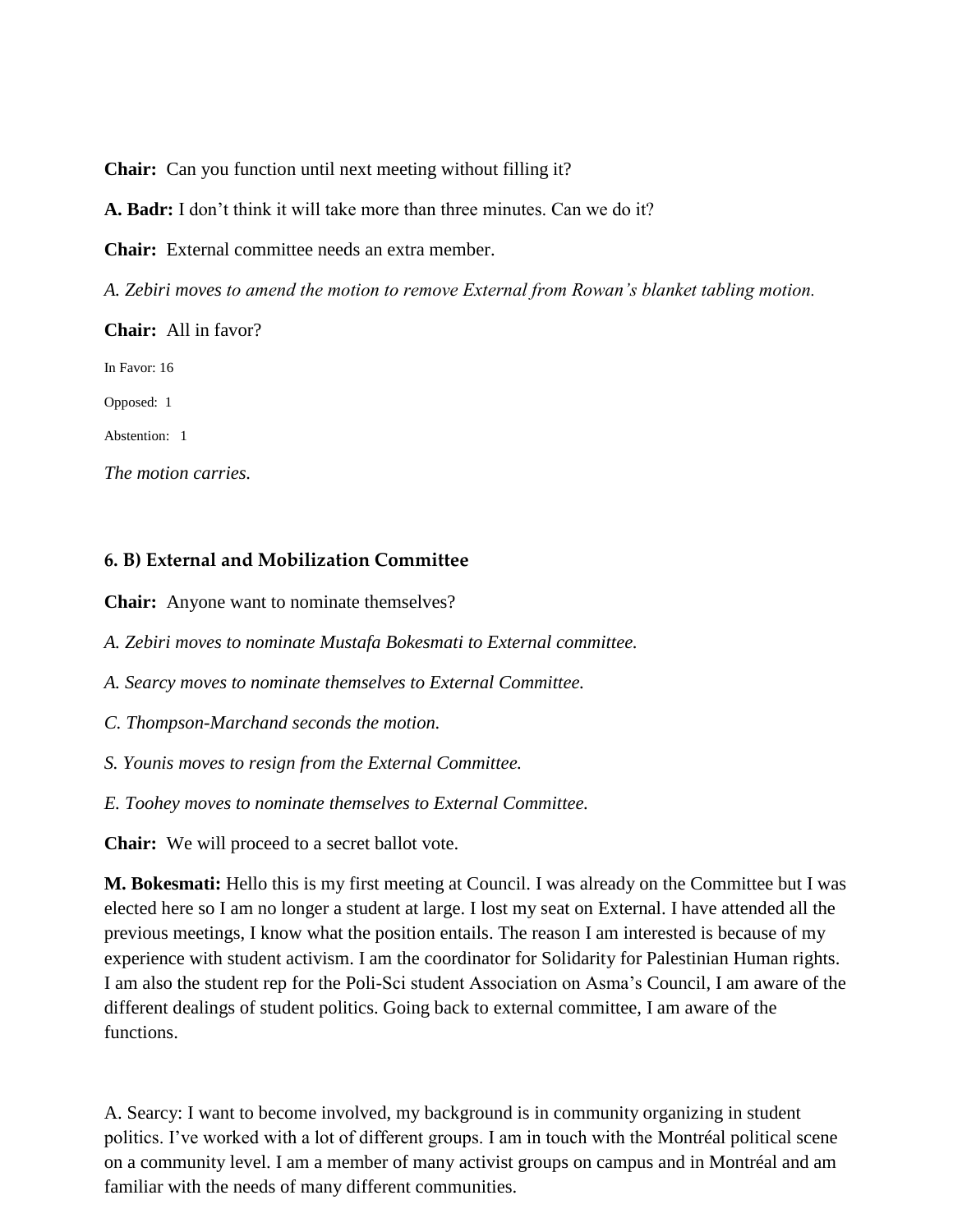**Chair:** Can you function until next meeting without filling it?

**A. Badr:** I don't think it will take more than three minutes. Can we do it?

**Chair:** External committee needs an extra member.

*A. Zebiri moves to amend the motion to remove External from Rowan's blanket tabling motion.*

**Chair:** All in favor?

In Favor: 16

Opposed: 1

Abstention: 1

*The motion carries.*

### 6. B) External and Mobilization Committee

**Chair:** Anyone want to nominate themselves?

*A. Zebiri moves to nominate Mustafa Bokesmati to External committee.*

*A. Searcy moves to nominate themselves to External Committee.*

*C. Thompson-Marchand seconds the motion.*

*S. Younis moves to resign from the External Committee.*

*E. Toohey moves to nominate themselves to External Committee.*

**Chair:** We will proceed to a secret ballot vote.

**M. Bokesmati:** Hello this is my first meeting at Council. I was already on the Committee but I was elected here so I am no longer a student at large. I lost my seat on External. I have attended all the previous meetings, I know what the position entails. The reason I am interested is because of my experience with student activism. I am the coordinator for Solidarity for Palestinian Human rights. I am also the student rep for the Poli-Sci student Association on Asma's Council, I am aware of the different dealings of student politics. Going back to external committee, I am aware of the functions.

A. Searcy: I want to become involved, my background is in community organizing in student politics. I've worked with a lot of different groups. I am in touch with the Montréal political scene on a community level. I am a member of many activist groups on campus and in Montréal and am familiar with the needs of many different communities.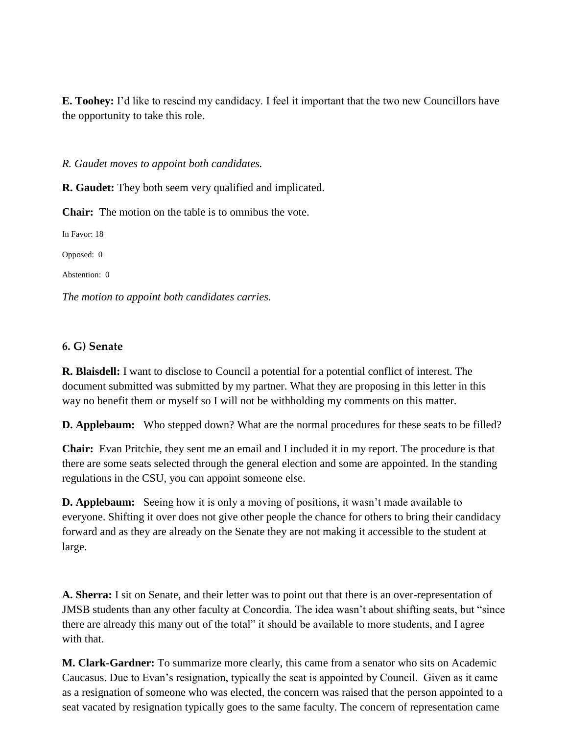**E. Toohey:** I'd like to rescind my candidacy. I feel it important that the two new Councillors have the opportunity to take this role.

*R. Gaudet moves to appoint both candidates.*

**R. Gaudet:** They both seem very qualified and implicated.

**Chair:** The motion on the table is to omnibus the vote.

In Favor: 18

Opposed: 0

Abstention: 0

*The motion to appoint both candidates carries.*

### 6. G) Senate

**R. Blaisdell:** I want to disclose to Council a potential for a potential conflict of interest. The document submitted was submitted by my partner. What they are proposing in this letter in this way no benefit them or myself so I will not be withholding my comments on this matter.

**D. Applebaum:** Who stepped down? What are the normal procedures for these seats to be filled?

**Chair:** Evan Pritchie, they sent me an email and I included it in my report. The procedure is that there are some seats selected through the general election and some are appointed. In the standing regulations in the CSU, you can appoint someone else.

**D. Applebaum:** Seeing how it is only a moving of positions, it wasn't made available to everyone. Shifting it over does not give other people the chance for others to bring their candidacy forward and as they are already on the Senate they are not making it accessible to the student at large.

**A. Sherra:** I sit on Senate, and their letter was to point out that there is an over-representation of JMSB students than any other faculty at Concordia. The idea wasn't about shifting seats, but "since there are already this many out of the total" it should be available to more students, and I agree with that.

**M. Clark-Gardner:** To summarize more clearly, this came from a senator who sits on Academic Caucasus. Due to Evan's resignation, typically the seat is appointed by Council. Given as it came as a resignation of someone who was elected, the concern was raised that the person appointed to a seat vacated by resignation typically goes to the same faculty. The concern of representation came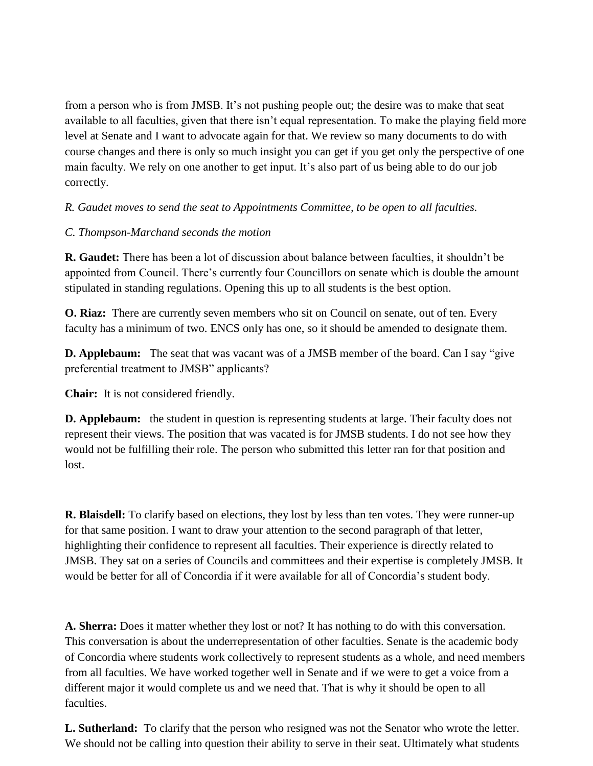from a person who is from JMSB. It's not pushing people out; the desire was to make that seat available to all faculties, given that there isn't equal representation. To make the playing field more level at Senate and I want to advocate again for that. We review so many documents to do with course changes and there is only so much insight you can get if you get only the perspective of one main faculty. We rely on one another to get input. It's also part of us being able to do our job correctly.

*R. Gaudet moves to send the seat to Appointments Committee, to be open to all faculties.*

*C. Thompson-Marchand seconds the motion*

**R. Gaudet:** There has been a lot of discussion about balance between faculties, it shouldn't be appointed from Council. There's currently four Councillors on senate which is double the amount stipulated in standing regulations. Opening this up to all students is the best option.

**O. Riaz:** There are currently seven members who sit on Council on senate, out of ten. Every faculty has a minimum of two. ENCS only has one, so it should be amended to designate them.

**D. Applebaum:** The seat that was vacant was of a JMSB member of the board. Can I say "give preferential treatment to JMSB" applicants?

**Chair:** It is not considered friendly.

**D. Applebaum:** the student in question is representing students at large. Their faculty does not represent their views. The position that was vacated is for JMSB students. I do not see how they would not be fulfilling their role. The person who submitted this letter ran for that position and lost.

**R. Blaisdell:** To clarify based on elections, they lost by less than ten votes. They were runner-up for that same position. I want to draw your attention to the second paragraph of that letter, highlighting their confidence to represent all faculties. Their experience is directly related to JMSB. They sat on a series of Councils and committees and their expertise is completely JMSB. It would be better for all of Concordia if it were available for all of Concordia's student body.

**A. Sherra:** Does it matter whether they lost or not? It has nothing to do with this conversation. This conversation is about the underrepresentation of other faculties. Senate is the academic body of Concordia where students work collectively to represent students as a whole, and need members from all faculties. We have worked together well in Senate and if we were to get a voice from a different major it would complete us and we need that. That is why it should be open to all faculties.

**L. Sutherland:** To clarify that the person who resigned was not the Senator who wrote the letter. We should not be calling into question their ability to serve in their seat. Ultimately what students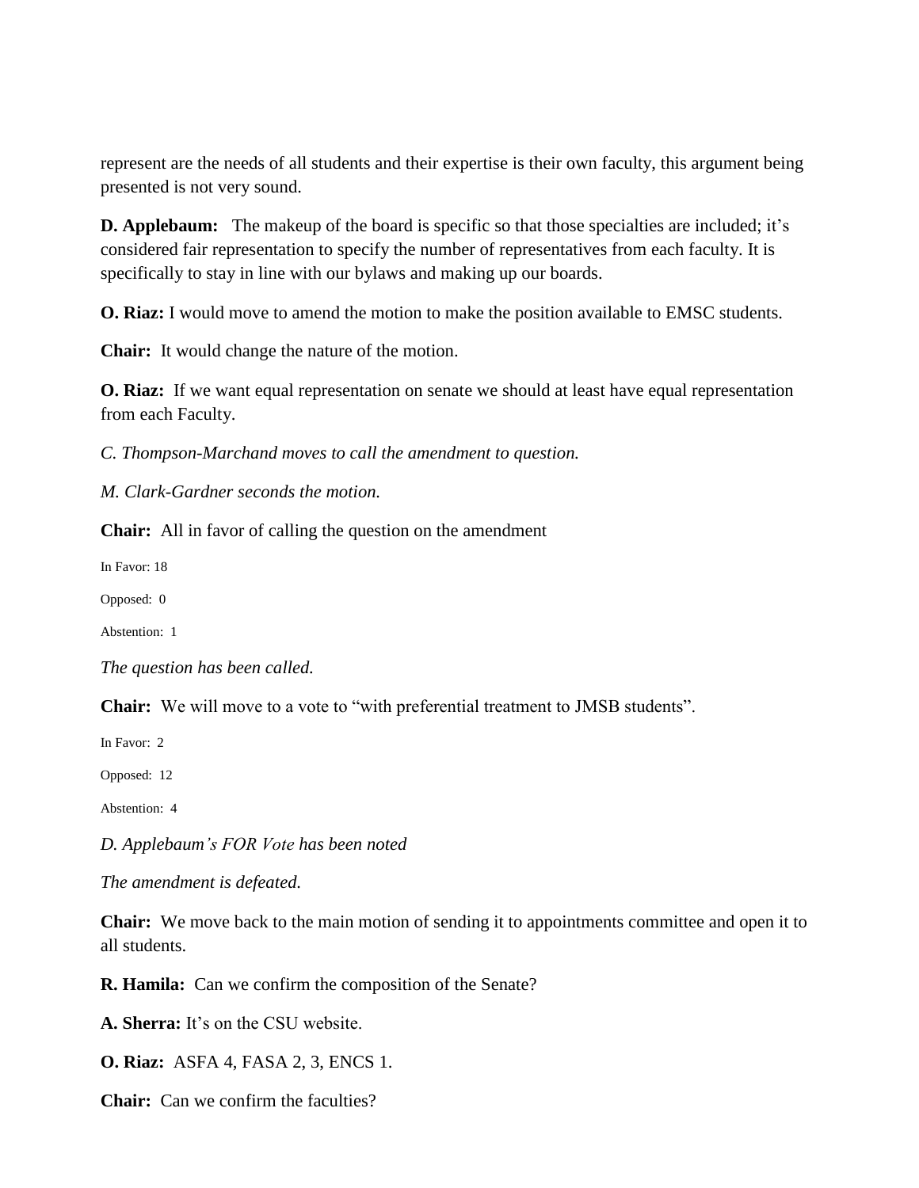represent are the needs of all students and their expertise is their own faculty, this argument being presented is not very sound.

**D. Applebaum:** The makeup of the board is specific so that those specialties are included; it's considered fair representation to specify the number of representatives from each faculty. It is specifically to stay in line with our bylaws and making up our boards.

**O. Riaz:** I would move to amend the motion to make the position available to EMSC students.

**Chair:** It would change the nature of the motion.

**O. Riaz:** If we want equal representation on senate we should at least have equal representation from each Faculty.

*C. Thompson-Marchand moves to call the amendment to question.*

*M. Clark-Gardner seconds the motion.*

**Chair:** All in favor of calling the question on the amendment

In Favor: 18

Opposed: 0

Abstention: 1

*The question has been called.*

**Chair:** We will move to a vote to "with preferential treatment to JMSB students".

In Favor: 2

Opposed: 12

Abstention: 4

*D. Applebaum's FOR Vote has been noted*

*The amendment is defeated.*

**Chair:** We move back to the main motion of sending it to appointments committee and open it to all students.

**R. Hamila:** Can we confirm the composition of the Senate?

**A. Sherra:** It's on the CSU website.

**O. Riaz:** ASFA 4, FASA 2, 3, ENCS 1.

**Chair:** Can we confirm the faculties?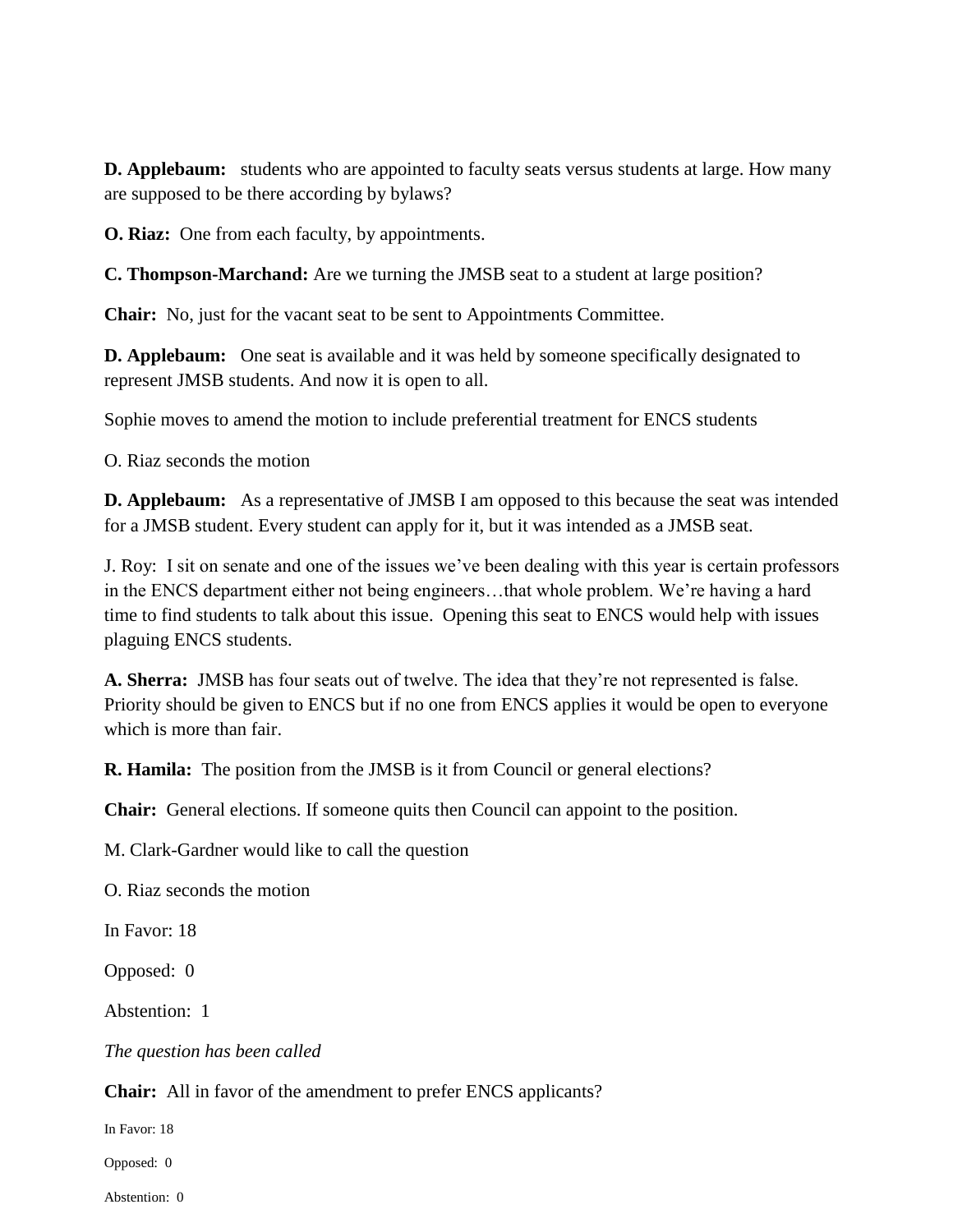**D. Applebaum:** students who are appointed to faculty seats versus students at large. How many are supposed to be there according by bylaws?

**O. Riaz:** One from each faculty, by appointments.

**C. Thompson-Marchand:** Are we turning the JMSB seat to a student at large position?

**Chair:** No, just for the vacant seat to be sent to Appointments Committee.

**D. Applebaum:** One seat is available and it was held by someone specifically designated to represent JMSB students. And now it is open to all.

Sophie moves to amend the motion to include preferential treatment for ENCS students

O. Riaz seconds the motion

**D. Applebaum:** As a representative of JMSB I am opposed to this because the seat was intended for a JMSB student. Every student can apply for it, but it was intended as a JMSB seat.

J. Roy: I sit on senate and one of the issues we've been dealing with this year is certain professors in the ENCS department either not being engineers…that whole problem. We're having a hard time to find students to talk about this issue. Opening this seat to ENCS would help with issues plaguing ENCS students.

**A. Sherra:** JMSB has four seats out of twelve. The idea that they're not represented is false. Priority should be given to ENCS but if no one from ENCS applies it would be open to everyone which is more than fair.

**R. Hamila:** The position from the JMSB is it from Council or general elections?

**Chair:** General elections. If someone quits then Council can appoint to the position.

M. Clark-Gardner would like to call the question

O. Riaz seconds the motion

In Favor: 18

Opposed: 0

Abstention: 1

*The question has been called*

**Chair:** All in favor of the amendment to prefer ENCS applicants?

In Favor: 18

Opposed: 0

Abstention: 0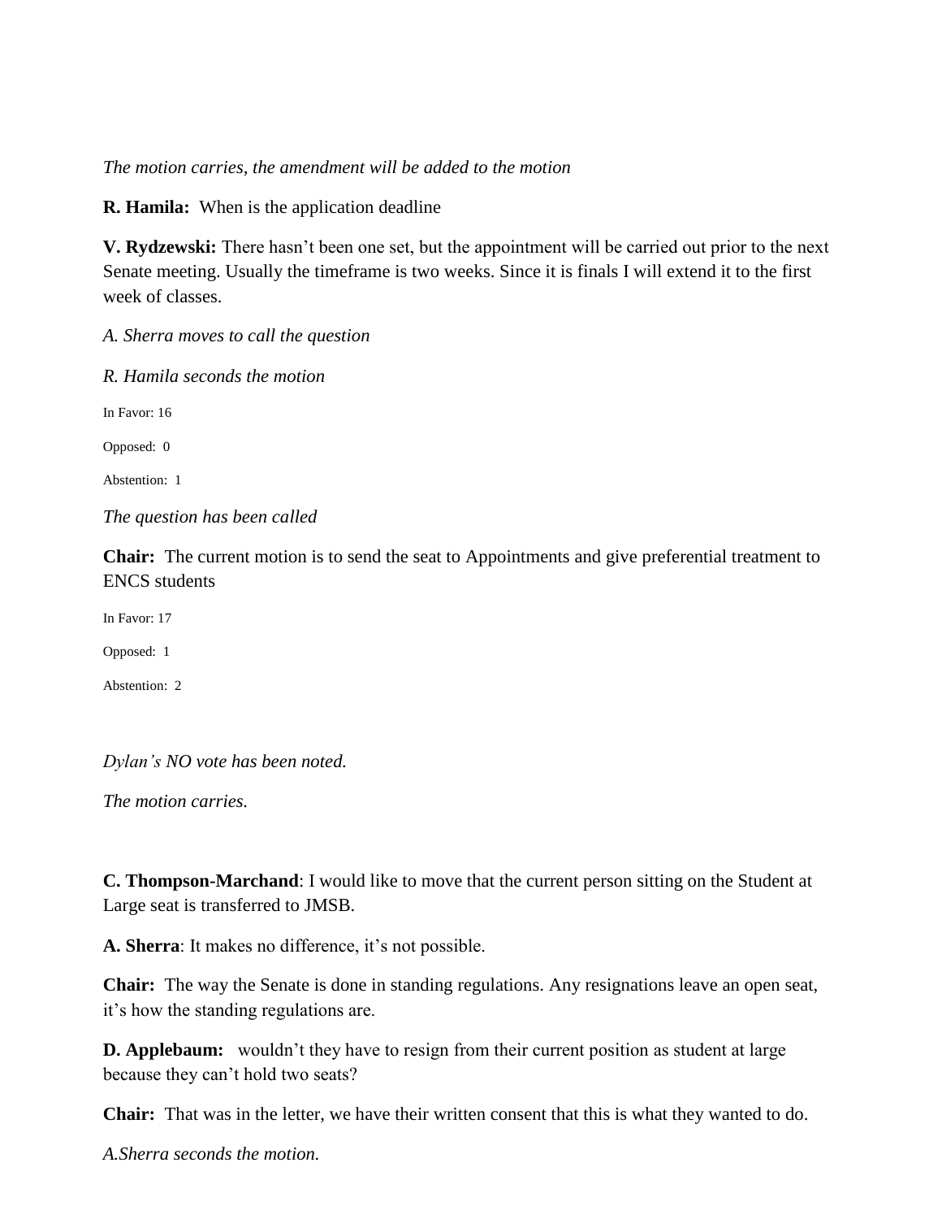*The motion carries, the amendment will be added to the motion*

**R. Hamila:** When is the application deadline

**V. Rydzewski:** There hasn't been one set, but the appointment will be carried out prior to the next Senate meeting. Usually the timeframe is two weeks. Since it is finals I will extend it to the first week of classes.

*A. Sherra moves to call the question*

*R. Hamila seconds the motion*

In Favor: 16

Opposed: 0

Abstention: 1

*The question has been called*

**Chair:** The current motion is to send the seat to Appointments and give preferential treatment to ENCS students

In Favor: 17

Opposed: 1

Abstention: 2

*Dylan's NO vote has been noted.*

*The motion carries.*

**C. Thompson-Marchand**: I would like to move that the current person sitting on the Student at Large seat is transferred to JMSB.

**A. Sherra**: It makes no difference, it's not possible.

**Chair:** The way the Senate is done in standing regulations. Any resignations leave an open seat, it's how the standing regulations are.

**D. Applebaum:** wouldn't they have to resign from their current position as student at large because they can't hold two seats?

**Chair:** That was in the letter, we have their written consent that this is what they wanted to do.

*A.Sherra seconds the motion.*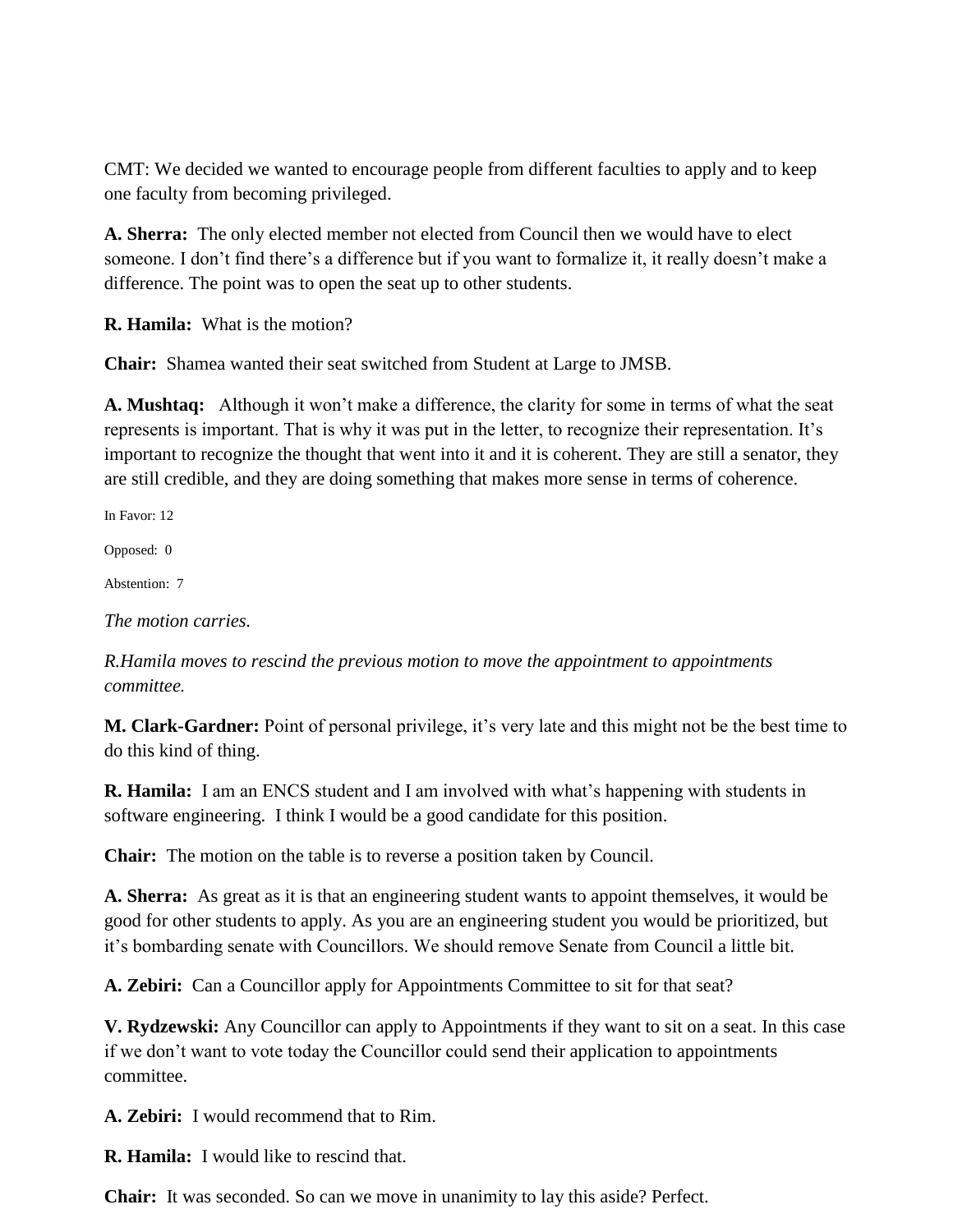CMT: We decided we wanted to encourage people from different faculties to apply and to keep one faculty from becoming privileged.

**A. Sherra:** The only elected member not elected from Council then we would have to elect someone. I don't find there's a difference but if you want to formalize it, it really doesn't make a difference. The point was to open the seat up to other students.

**R. Hamila:** What is the motion?

**Chair:** Shamea wanted their seat switched from Student at Large to JMSB.

**A. Mushtaq:** Although it won't make a difference, the clarity for some in terms of what the seat represents is important. That is why it was put in the letter, to recognize their representation. It's important to recognize the thought that went into it and it is coherent. They are still a senator, they are still credible, and they are doing something that makes more sense in terms of coherence.

In Favor: 12

Opposed: 0

Abstention: 7

*The motion carries.*

*R.Hamila moves to rescind the previous motion to move the appointment to appointments committee.*

**M. Clark-Gardner:** Point of personal privilege, it's very late and this might not be the best time to do this kind of thing.

**R. Hamila:** I am an ENCS student and I am involved with what's happening with students in software engineering. I think I would be a good candidate for this position.

**Chair:** The motion on the table is to reverse a position taken by Council.

**A. Sherra:** As great as it is that an engineering student wants to appoint themselves, it would be good for other students to apply. As you are an engineering student you would be prioritized, but it's bombarding senate with Councillors. We should remove Senate from Council a little bit.

**A. Zebiri:** Can a Councillor apply for Appointments Committee to sit for that seat?

**V. Rydzewski:** Any Councillor can apply to Appointments if they want to sit on a seat. In this case if we don't want to vote today the Councillor could send their application to appointments committee.

**A. Zebiri:** I would recommend that to Rim.

**R. Hamila:** I would like to rescind that.

**Chair:** It was seconded. So can we move in unanimity to lay this aside? Perfect.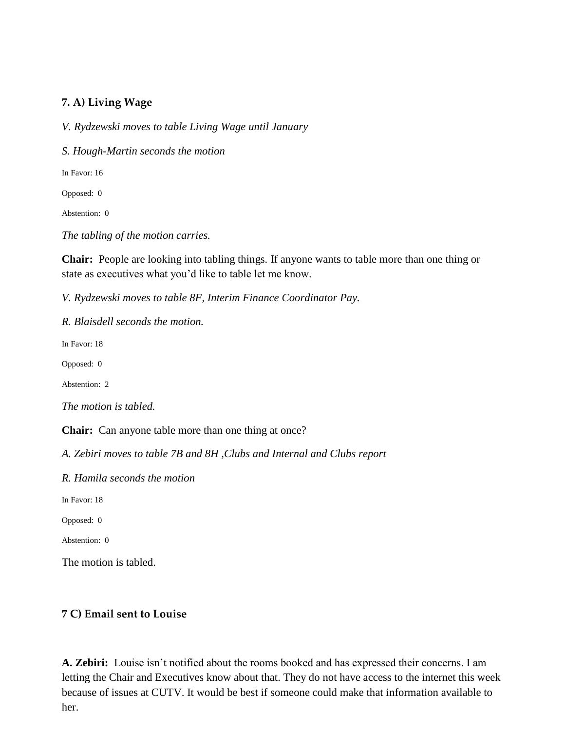### 7. A) Living Wage

*V. Rydzewski moves to table Living Wage until January*

*S. Hough-Martin seconds the motion*

In Favor: 16

Opposed: 0

Abstention: 0

*The tabling of the motion carries.*

**Chair:** People are looking into tabling things. If anyone wants to table more than one thing or state as executives what you'd like to table let me know.

*V. Rydzewski moves to table 8F, Interim Finance Coordinator Pay.*

*R. Blaisdell seconds the motion.*

In Favor: 18

Opposed: 0

Abstention: 2

*The motion is tabled.*

**Chair:** Can anyone table more than one thing at once?

*A. Zebiri moves to table 7B and 8H ,Clubs and Internal and Clubs report*

*R. Hamila seconds the motion*

In Favor: 18

Opposed: 0

Abstention: 0

The motion is tabled.

### 7 C) Email sent to Louise

**A. Zebiri:** Louise isn't notified about the rooms booked and has expressed their concerns. I am letting the Chair and Executives know about that. They do not have access to the internet this week because of issues at CUTV. It would be best if someone could make that information available to her.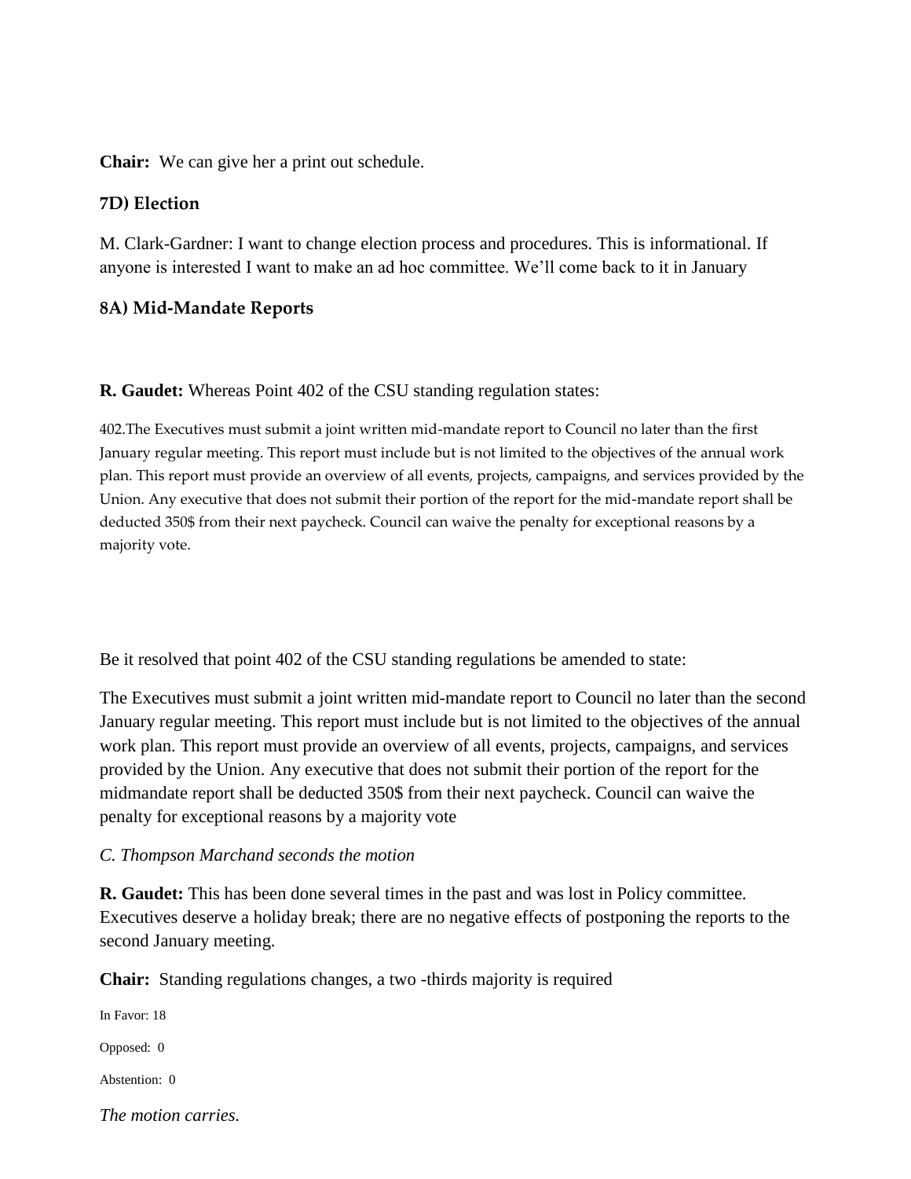**Chair:** We can give her a print out schedule.

### 7D) Election

M. Clark-Gardner: I want to change election process and procedures. This is informational. If anyone is interested I want to make an ad hoc committee. We'll come back to it in January

### 8A) Mid-Mandate Reports

**R. Gaudet:** Whereas Point 402 of the CSU standing regulation states:

402.The Executives must submit a joint written mid-mandate report to Council no later than the first January regular meeting. This report must include but is not limited to the objectives of the annual work plan. This report must provide an overview of all events, projects, campaigns, and services provided by the Union. Any executive that does not submit their portion of the report for the mid-mandate report shall be deducted 350$ from their next paycheck. Council can waive the penalty for exceptional reasons by a majority vote.

Be it resolved that point 402 of the CSU standing regulations be amended to state:

The Executives must submit a joint written mid-mandate report to Council no later than the second January regular meeting. This report must include but is not limited to the objectives of the annual work plan. This report must provide an overview of all events, projects, campaigns, and services provided by the Union. Any executive that does not submit their portion of the report for the midmandate report shall be deducted 350$ from their next paycheck. Council can waive the penalty for exceptional reasons by a majority vote

*C. Thompson Marchand seconds the motion*

**R. Gaudet:** This has been done several times in the past and was lost in Policy committee. Executives deserve a holiday break; there are no negative effects of postponing the reports to the second January meeting.

**Chair:** Standing regulations changes, a two -thirds majority is required

In Favor: 18

Opposed: 0

Abstention: 0

*The motion carries.*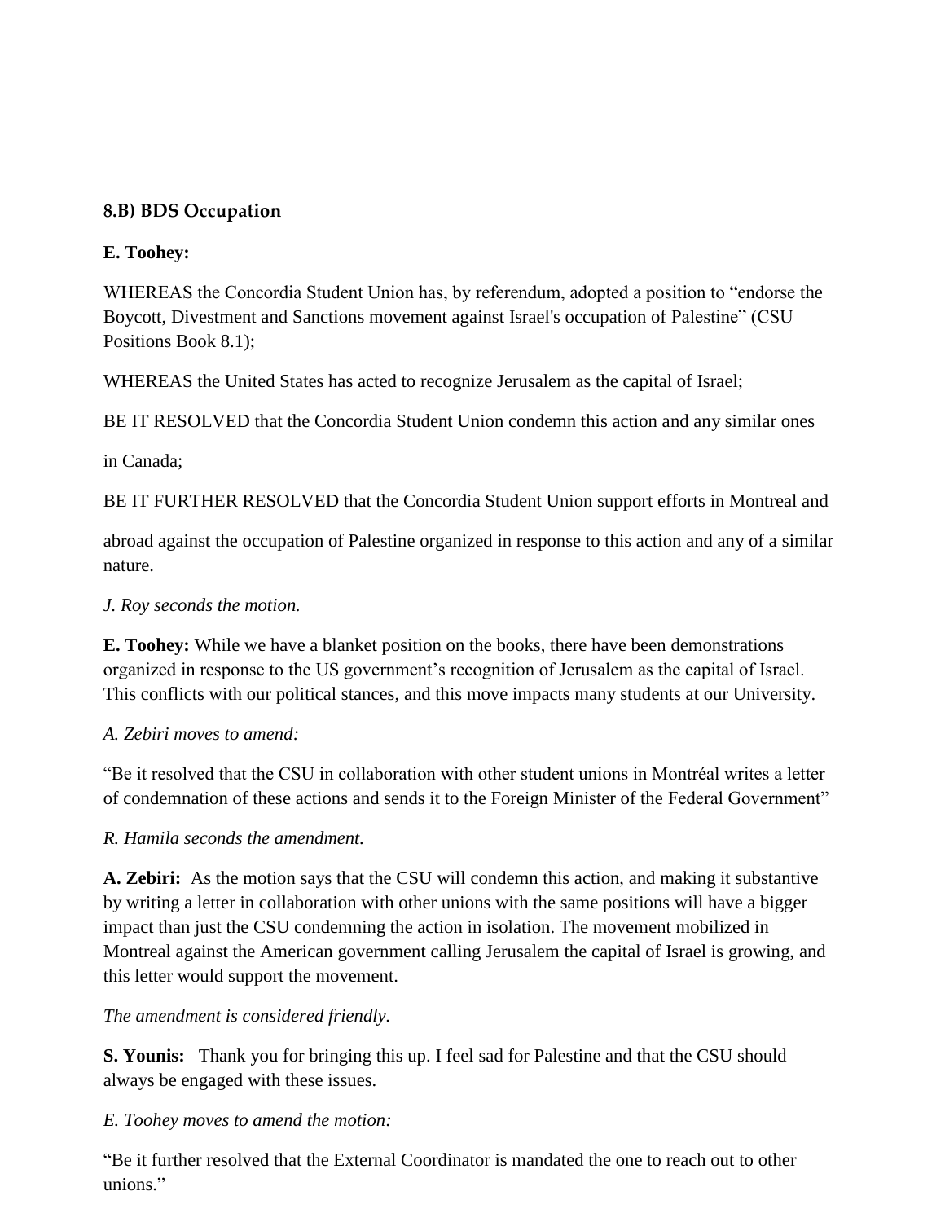### 8.B) BDS Occupation

**E. Toohey:**

WHEREAS the Concordia Student Union has, by referendum, adopted a position to "endorse the Boycott, Divestment and Sanctions movement against Israel's occupation of Palestine" (CSU Positions Book 8.1);

WHEREAS the United States has acted to recognize Jerusalem as the capital of Israel;

BE IT RESOLVED that the Concordia Student Union condemn this action and any similar ones in Canada;

BE IT FURTHER RESOLVED that the Concordia Student Union support efforts in Montreal and abroad against the occupation of Palestine organized in response to this action and any of a similar nature.

*J. Roy seconds the motion.*

**E. Toohey:** While we have a blanket position on the books, there have been demonstrations organized in response to the US government's recognition of Jerusalem as the capital of Israel. This conflicts with our political stances, and this move impacts many students at our University.

*A. Zebiri moves to amend:*

"Be it resolved that the CSU in collaboration with other student unions in Montréal writes a letter of condemnation of these actions and sends it to the Foreign Minister of the Federal Government"

*R. Hamila seconds the amendment.*

**A. Zebiri:** As the motion says that the CSU will condemn this action, and making it substantive by writing a letter in collaboration with other unions with the same positions will have a bigger impact than just the CSU condemning the action in isolation. The movement mobilized in Montreal against the American government calling Jerusalem the capital of Israel is growing, and this letter would support the movement.

*The amendment is considered friendly.*

**S. Younis:** Thank you for bringing this up. I feel sad for Palestine and that the CSU should always be engaged with these issues.

*E. Toohey moves to amend the motion:*

"Be it further resolved that the External Coordinator is mandated the one to reach out to other unions."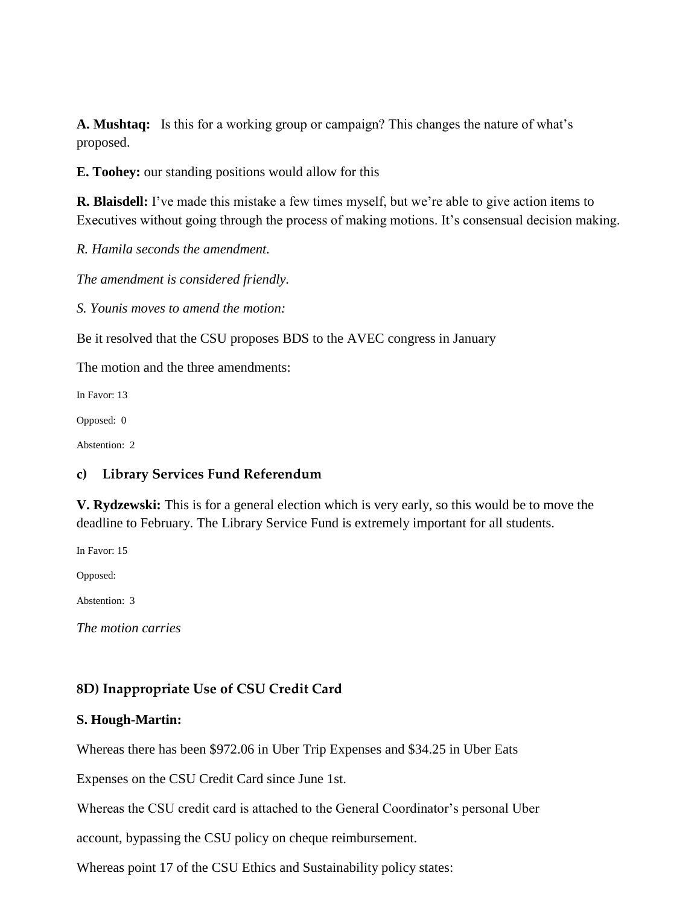**A. Mushtaq:** Is this for a working group or campaign? This changes the nature of what's proposed.

**E. Toohey:** our standing positions would allow for this

**R. Blaisdell:** I've made this mistake a few times myself, but we're able to give action items to Executives without going through the process of making motions. It's consensual decision making.

*R. Hamila seconds the amendment.*

*The amendment is considered friendly.*

*S. Younis moves to amend the motion:*

Be it resolved that the CSU proposes BDS to the AVEC congress in January

The motion and the three amendments:

In Favor: 13

Opposed: 0

Abstention: 2

### c) Library Services Fund Referendum

**V. Rydzewski:** This is for a general election which is very early, so this would be to move the deadline to February. The Library Service Fund is extremely important for all students.

In Favor: 15

Opposed:

Abstention: 3

*The motion carries*

### 8D) Inappropriate Use of CSU Credit Card

**S. Hough-Martin:**

Whereas there has been $972.06 in Uber Trip Expenses and $34.25 in Uber Eats

Expenses on the CSU Credit Card since June 1st.

Whereas the CSU credit card is attached to the General Coordinator's personal Uber

account, bypassing the CSU policy on cheque reimbursement.

Whereas point 17 of the CSU Ethics and Sustainability policy states: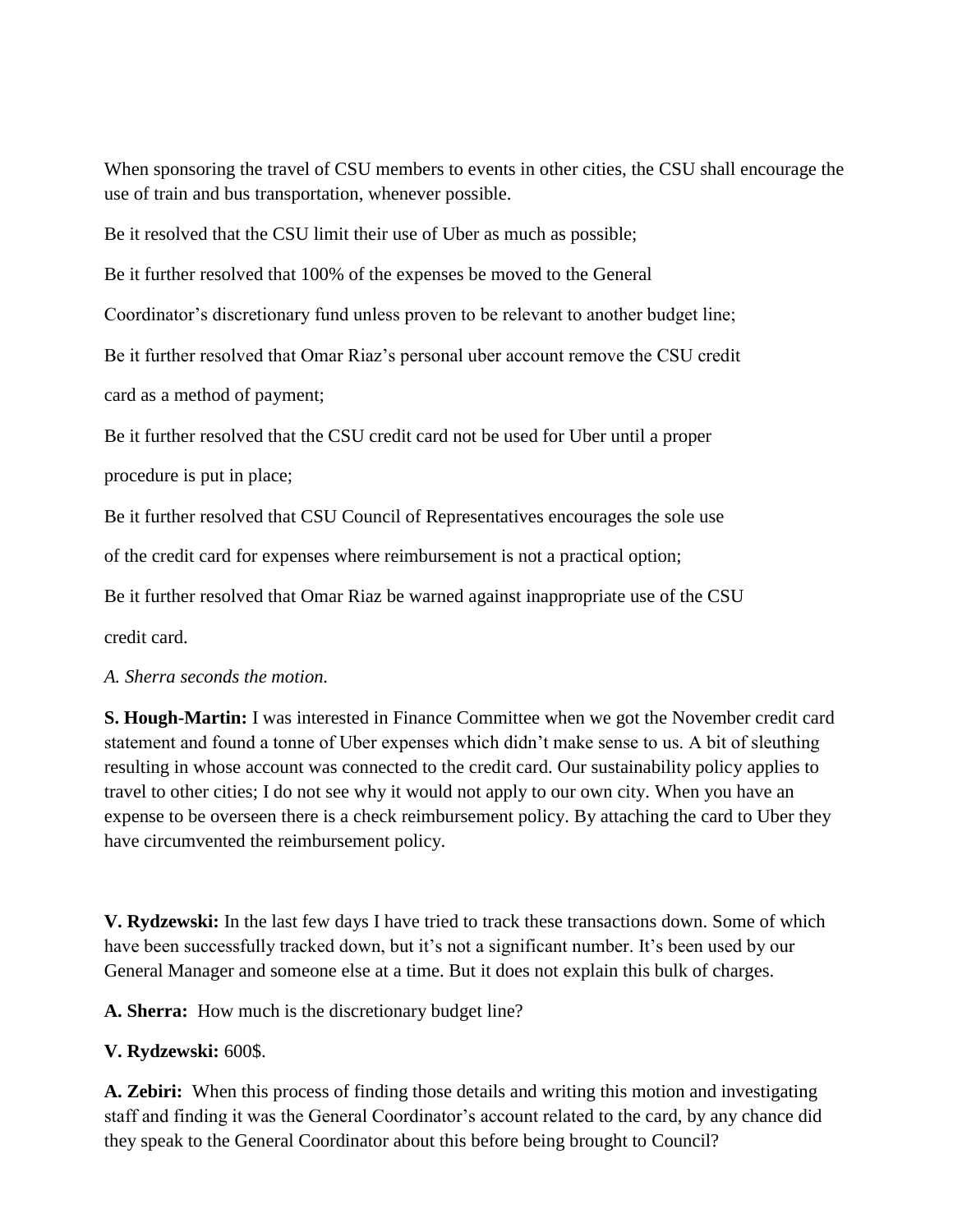When sponsoring the travel of CSU members to events in other cities, the CSU shall encourage the use of train and bus transportation, whenever possible.

Be it resolved that the CSU limit their use of Uber as much as possible;

Be it further resolved that 100% of the expenses be moved to the General

Coordinator's discretionary fund unless proven to be relevant to another budget line;

Be it further resolved that Omar Riaz's personal uber account remove the CSU credit

card as a method of payment;

Be it further resolved that the CSU credit card not be used for Uber until a proper

procedure is put in place;

Be it further resolved that CSU Council of Representatives encourages the sole use

of the credit card for expenses where reimbursement is not a practical option;

Be it further resolved that Omar Riaz be warned against inappropriate use of the CSU

credit card.

*A. Sherra seconds the motion.*

**S. Hough-Martin:** I was interested in Finance Committee when we got the November credit card statement and found a tonne of Uber expenses which didn't make sense to us. A bit of sleuthing resulting in whose account was connected to the credit card. Our sustainability policy applies to travel to other cities; I do not see why it would not apply to our own city. When you have an expense to be overseen there is a check reimbursement policy. By attaching the card to Uber they have circumvented the reimbursement policy.

**V. Rydzewski:** In the last few days I have tried to track these transactions down. Some of which have been successfully tracked down, but it's not a significant number. It's been used by our General Manager and someone else at a time. But it does not explain this bulk of charges.

**A. Sherra:** How much is the discretionary budget line?

**V. Rydzewski:** 600$.

**A. Zebiri:** When this process of finding those details and writing this motion and investigating staff and finding it was the General Coordinator's account related to the card, by any chance did they speak to the General Coordinator about this before being brought to Council?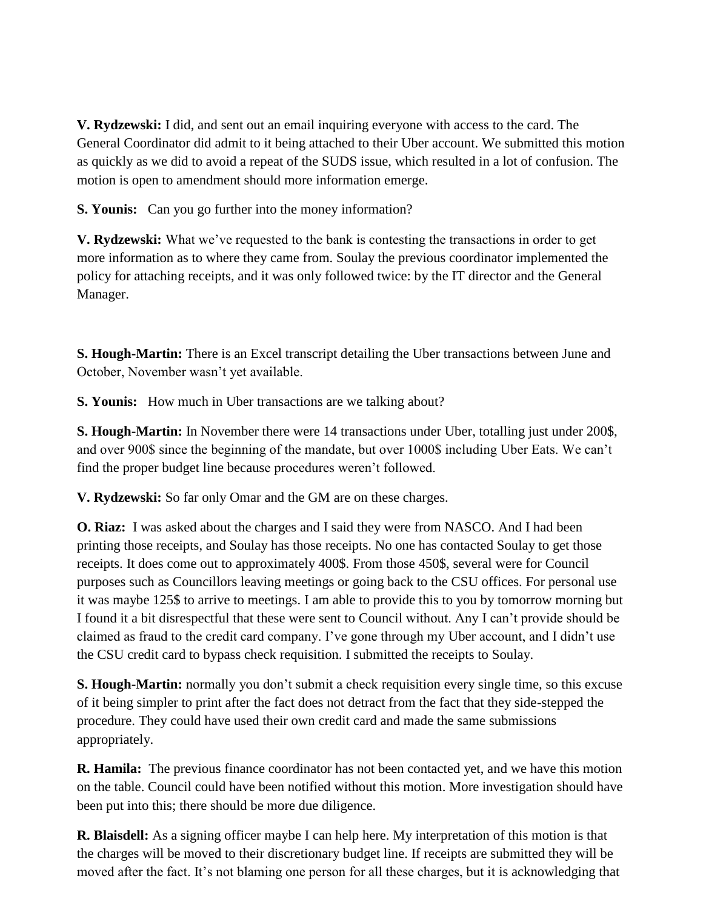**V. Rydzewski:** I did, and sent out an email inquiring everyone with access to the card. The General Coordinator did admit to it being attached to their Uber account. We submitted this motion as quickly as we did to avoid a repeat of the SUDS issue, which resulted in a lot of confusion. The motion is open to amendment should more information emerge.

**S. Younis:** Can you go further into the money information?

**V. Rydzewski:** What we've requested to the bank is contesting the transactions in order to get more information as to where they came from. Soulay the previous coordinator implemented the policy for attaching receipts, and it was only followed twice: by the IT director and the General Manager.

**S. Hough-Martin:** There is an Excel transcript detailing the Uber transactions between June and October, November wasn't yet available.

**S. Younis:** How much in Uber transactions are we talking about?

**S. Hough-Martin:** In November there were 14 transactions under Uber, totalling just under 200$, and over 900$ since the beginning of the mandate, but over 1000$ including Uber Eats. We can't find the proper budget line because procedures weren't followed.

**V. Rydzewski:** So far only Omar and the GM are on these charges.

**O. Riaz:** I was asked about the charges and I said they were from NASCO. And I had been printing those receipts, and Soulay has those receipts. No one has contacted Soulay to get those receipts. It does come out to approximately 400$. From those 450$, several were for Council purposes such as Councillors leaving meetings or going back to the CSU offices. For personal use it was maybe 125$ to arrive to meetings. I am able to provide this to you by tomorrow morning but I found it a bit disrespectful that these were sent to Council without. Any I can't provide should be claimed as fraud to the credit card company. I've gone through my Uber account, and I didn't use the CSU credit card to bypass check requisition. I submitted the receipts to Soulay.

**S. Hough-Martin:** normally you don't submit a check requisition every single time, so this excuse of it being simpler to print after the fact does not detract from the fact that they side-stepped the procedure. They could have used their own credit card and made the same submissions appropriately.

**R. Hamila:** The previous finance coordinator has not been contacted yet, and we have this motion on the table. Council could have been notified without this motion. More investigation should have been put into this; there should be more due diligence.

**R. Blaisdell:** As a signing officer maybe I can help here. My interpretation of this motion is that the charges will be moved to their discretionary budget line. If receipts are submitted they will be moved after the fact. It's not blaming one person for all these charges, but it is acknowledging that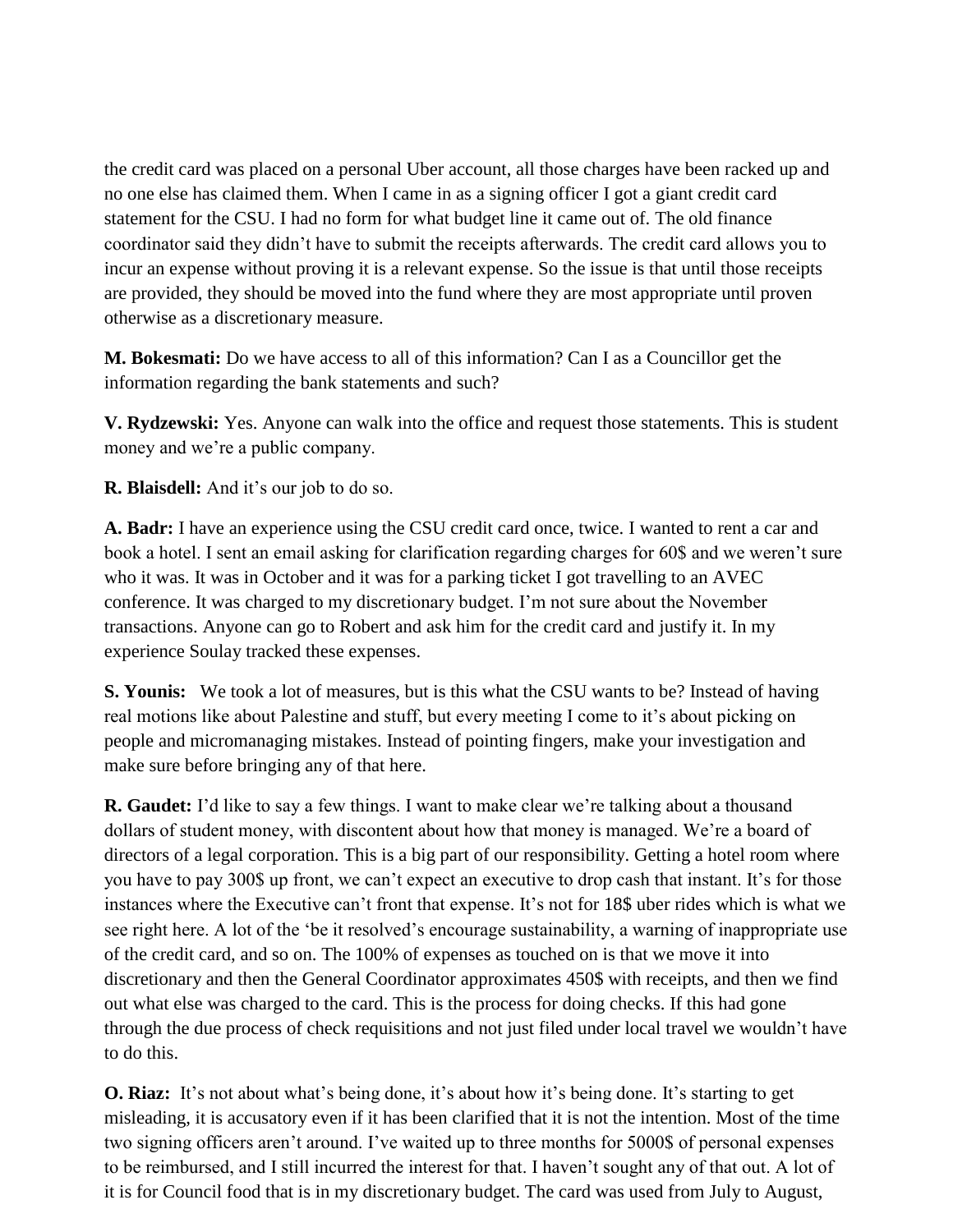the credit card was placed on a personal Uber account, all those charges have been racked up and no one else has claimed them. When I came in as a signing officer I got a giant credit card statement for the CSU. I had no form for what budget line it came out of. The old finance coordinator said they didn't have to submit the receipts afterwards. The credit card allows you to incur an expense without proving it is a relevant expense. So the issue is that until those receipts are provided, they should be moved into the fund where they are most appropriate until proven otherwise as a discretionary measure.

**M. Bokesmati:** Do we have access to all of this information? Can I as a Councillor get the information regarding the bank statements and such?

**V. Rydzewski:** Yes. Anyone can walk into the office and request those statements. This is student money and we're a public company.

**R. Blaisdell:** And it's our job to do so.

**A. Badr:** I have an experience using the CSU credit card once, twice. I wanted to rent a car and book a hotel. I sent an email asking for clarification regarding charges for 60$ and we weren't sure who it was. It was in October and it was for a parking ticket I got travelling to an AVEC conference. It was charged to my discretionary budget. I'm not sure about the November transactions. Anyone can go to Robert and ask him for the credit card and justify it. In my experience Soulay tracked these expenses.

**S. Younis:** We took a lot of measures, but is this what the CSU wants to be? Instead of having real motions like about Palestine and stuff, but every meeting I come to it's about picking on people and micromanaging mistakes. Instead of pointing fingers, make your investigation and make sure before bringing any of that here.

**R. Gaudet:** I'd like to say a few things. I want to make clear we're talking about a thousand dollars of student money, with discontent about how that money is managed. We're a board of directors of a legal corporation. This is a big part of our responsibility. Getting a hotel room where you have to pay 300$ up front, we can't expect an executive to drop cash that instant. It's for those instances where the Executive can't front that expense. It's not for 18$ uber rides which is what we see right here. A lot of the 'be it resolved's encourage sustainability, a warning of inappropriate use of the credit card, and so on. The 100% of expenses as touched on is that we move it into discretionary and then the General Coordinator approximates 450$ with receipts, and then we find out what else was charged to the card. This is the process for doing checks. If this had gone through the due process of check requisitions and not just filed under local travel we wouldn't have to do this.

**O. Riaz:** It's not about what's being done, it's about how it's being done. It's starting to get misleading, it is accusatory even if it has been clarified that it is not the intention. Most of the time two signing officers aren't around. I've waited up to three months for 5000$ of personal expenses to be reimbursed, and I still incurred the interest for that. I haven't sought any of that out. A lot of it is for Council food that is in my discretionary budget. The card was used from July to August,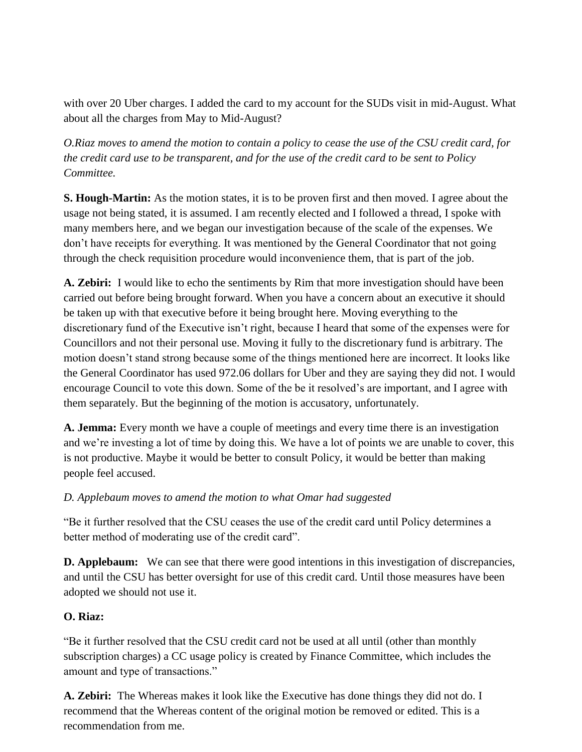with over 20 Uber charges. I added the card to my account for the SUDs visit in mid-August. What about all the charges from May to Mid-August?

*O.Riaz moves to amend the motion to contain a policy to cease the use of the CSU credit card, for the credit card use to be transparent, and for the use of the credit card to be sent to Policy Committee.*

**S. Hough-Martin:** As the motion states, it is to be proven first and then moved. I agree about the usage not being stated, it is assumed. I am recently elected and I followed a thread, I spoke with many members here, and we began our investigation because of the scale of the expenses. We don't have receipts for everything. It was mentioned by the General Coordinator that not going through the check requisition procedure would inconvenience them, that is part of the job.

**A. Zebiri:** I would like to echo the sentiments by Rim that more investigation should have been carried out before being brought forward. When you have a concern about an executive it should be taken up with that executive before it being brought here. Moving everything to the discretionary fund of the Executive isn't right, because I heard that some of the expenses were for Councillors and not their personal use. Moving it fully to the discretionary fund is arbitrary. The motion doesn't stand strong because some of the things mentioned here are incorrect. It looks like the General Coordinator has used 972.06 dollars for Uber and they are saying they did not. I would encourage Council to vote this down. Some of the be it resolved's are important, and I agree with them separately. But the beginning of the motion is accusatory, unfortunately.

**A. Jemma:** Every month we have a couple of meetings and every time there is an investigation and we're investing a lot of time by doing this. We have a lot of points we are unable to cover, this is not productive. Maybe it would be better to consult Policy, it would be better than making people feel accused.

*D. Applebaum moves to amend the motion to what Omar had suggested*

"Be it further resolved that the CSU ceases the use of the credit card until Policy determines a better method of moderating use of the credit card".

**D. Applebaum:** We can see that there were good intentions in this investigation of discrepancies, and until the CSU has better oversight for use of this credit card. Until those measures have been adopted we should not use it.

**O. Riaz:**

"Be it further resolved that the CSU credit card not be used at all until (other than monthly subscription charges) a CC usage policy is created by Finance Committee, which includes the amount and type of transactions."

**A. Zebiri:** The Whereas makes it look like the Executive has done things they did not do. I recommend that the Whereas content of the original motion be removed or edited. This is a recommendation from me.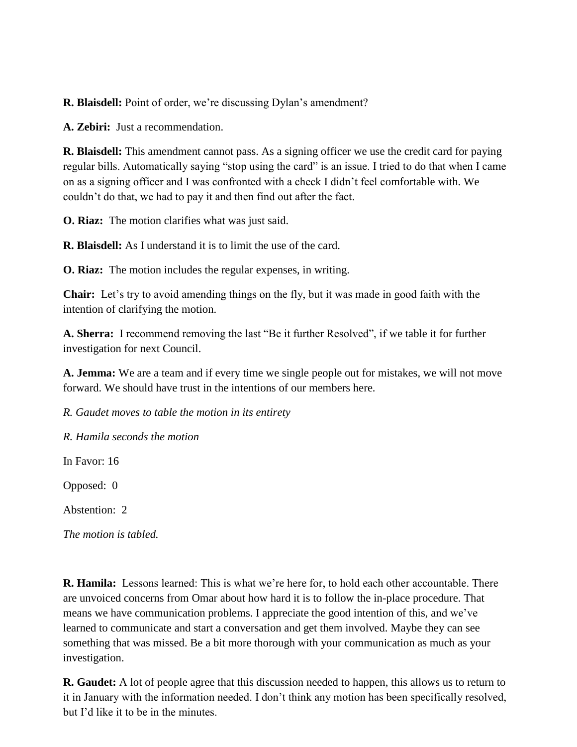**R. Blaisdell:** Point of order, we're discussing Dylan's amendment?

**A. Zebiri:** Just a recommendation.

**R. Blaisdell:** This amendment cannot pass. As a signing officer we use the credit card for paying regular bills. Automatically saying "stop using the card" is an issue. I tried to do that when I came on as a signing officer and I was confronted with a check I didn't feel comfortable with. We couldn't do that, we had to pay it and then find out after the fact.

**O. Riaz:** The motion clarifies what was just said.

**R. Blaisdell:** As I understand it is to limit the use of the card.

**O. Riaz:** The motion includes the regular expenses, in writing.

**Chair:** Let's try to avoid amending things on the fly, but it was made in good faith with the intention of clarifying the motion.

**A. Sherra:** I recommend removing the last "Be it further Resolved", if we table it for further investigation for next Council.

**A. Jemma:** We are a team and if every time we single people out for mistakes, we will not move forward. We should have trust in the intentions of our members here.

*R. Gaudet moves to table the motion in its entirety*

*R. Hamila seconds the motion*

In Favor: 16

Opposed: 0

Abstention: 2

*The motion is tabled.*

**R. Hamila:** Lessons learned: This is what we're here for, to hold each other accountable. There are unvoiced concerns from Omar about how hard it is to follow the in-place procedure. That means we have communication problems. I appreciate the good intention of this, and we've learned to communicate and start a conversation and get them involved. Maybe they can see something that was missed. Be a bit more thorough with your communication as much as your investigation.

**R. Gaudet:** A lot of people agree that this discussion needed to happen, this allows us to return to it in January with the information needed. I don't think any motion has been specifically resolved, but I'd like it to be in the minutes.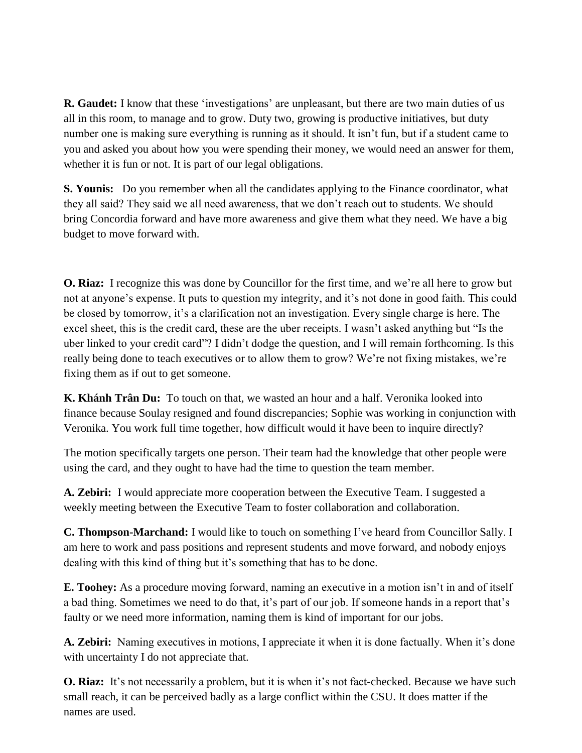**R. Gaudet:** I know that these 'investigations' are unpleasant, but there are two main duties of us all in this room, to manage and to grow. Duty two, growing is productive initiatives, but duty number one is making sure everything is running as it should. It isn't fun, but if a student came to you and asked you about how you were spending their money, we would need an answer for them, whether it is fun or not. It is part of our legal obligations.

**S. Younis:** Do you remember when all the candidates applying to the Finance coordinator, what they all said? They said we all need awareness, that we don't reach out to students. We should bring Concordia forward and have more awareness and give them what they need. We have a big budget to move forward with.

**O. Riaz:** I recognize this was done by Councillor for the first time, and we're all here to grow but not at anyone's expense. It puts to question my integrity, and it's not done in good faith. This could be closed by tomorrow, it's a clarification not an investigation. Every single charge is here. The excel sheet, this is the credit card, these are the uber receipts. I wasn't asked anything but "Is the uber linked to your credit card"? I didn't dodge the question, and I will remain forthcoming. Is this really being done to teach executives or to allow them to grow? We're not fixing mistakes, we're fixing them as if out to get someone.

**K. Khánh Trân Du:** To touch on that, we wasted an hour and a half. Veronika looked into finance because Soulay resigned and found discrepancies; Sophie was working in conjunction with Veronika. You work full time together, how difficult would it have been to inquire directly?

The motion specifically targets one person. Their team had the knowledge that other people were using the card, and they ought to have had the time to question the team member.

**A. Zebiri:** I would appreciate more cooperation between the Executive Team. I suggested a weekly meeting between the Executive Team to foster collaboration and collaboration.

**C. Thompson-Marchand:** I would like to touch on something I've heard from Councillor Sally. I am here to work and pass positions and represent students and move forward, and nobody enjoys dealing with this kind of thing but it's something that has to be done.

**E. Toohey:** As a procedure moving forward, naming an executive in a motion isn't in and of itself a bad thing. Sometimes we need to do that, it's part of our job. If someone hands in a report that's faulty or we need more information, naming them is kind of important for our jobs.

**A. Zebiri:** Naming executives in motions, I appreciate it when it is done factually. When it's done with uncertainty I do not appreciate that.

**O. Riaz:** It's not necessarily a problem, but it is when it's not fact-checked. Because we have such small reach, it can be perceived badly as a large conflict within the CSU. It does matter if the names are used.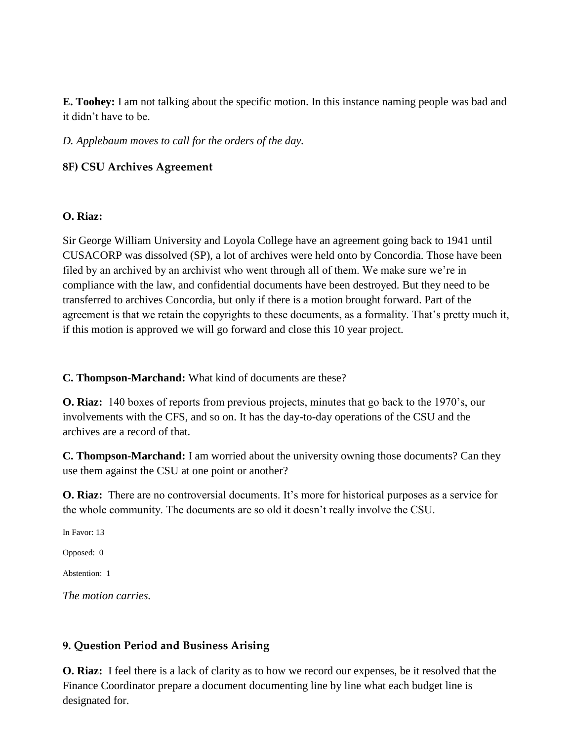**E. Toohey:** I am not talking about the specific motion. In this instance naming people was bad and it didn't have to be.

*D. Applebaum moves to call for the orders of the day.*

### 8F) CSU Archives Agreement

**O. Riaz:**

Sir George William University and Loyola College have an agreement going back to 1941 until CUSACORP was dissolved (SP), a lot of archives were held onto by Concordia. Those have been filed by an archived by an archivist who went through all of them. We make sure we're in compliance with the law, and confidential documents have been destroyed. But they need to be transferred to archives Concordia, but only if there is a motion brought forward. Part of the agreement is that we retain the copyrights to these documents, as a formality. That's pretty much it, if this motion is approved we will go forward and close this 10 year project.

**C. Thompson-Marchand:** What kind of documents are these?

**O. Riaz:** 140 boxes of reports from previous projects, minutes that go back to the 1970's, our involvements with the CFS, and so on. It has the day-to-day operations of the CSU and the archives are a record of that.

**C. Thompson-Marchand:** I am worried about the university owning those documents? Can they use them against the CSU at one point or another?

**O. Riaz:** There are no controversial documents. It's more for historical purposes as a service for the whole community. The documents are so old it doesn't really involve the CSU.

In Favor: 13

Opposed: 0

Abstention: 1

*The motion carries.*

### 9. Question Period and Business Arising

**O. Riaz:** I feel there is a lack of clarity as to how we record our expenses, be it resolved that the Finance Coordinator prepare a document documenting line by line what each budget line is designated for.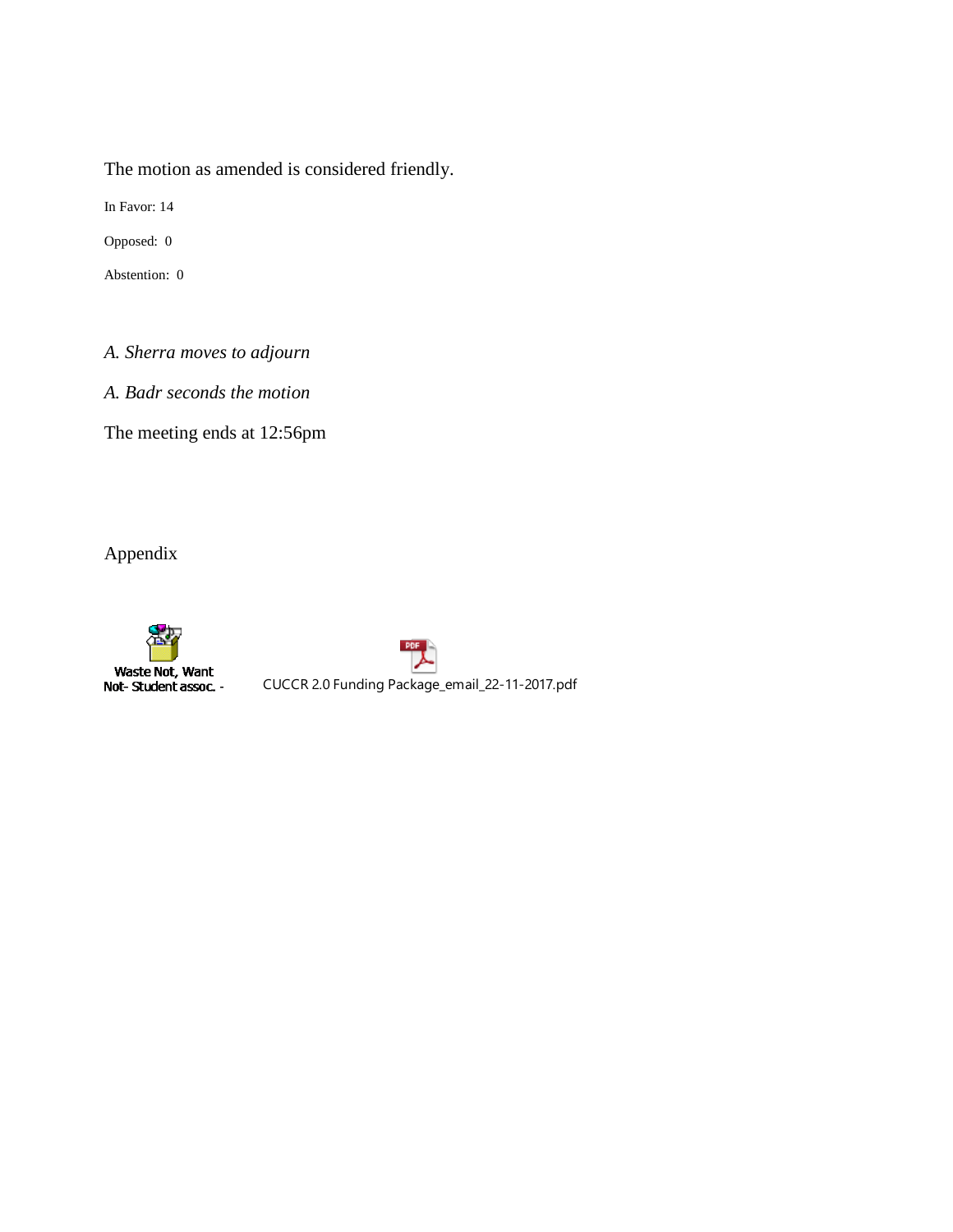The motion as amended is considered friendly.

In Favor: 14

Opposed: 0

Abstention: 0

*A. Sherra moves to adjourn*

*A. Badr seconds the motion*

The meeting ends at 12:56pm

Appendix

Waste Not, Want Not- Student assoc. -

CUCCR 2.0 Funding Package_email_22-11-2017.pdf